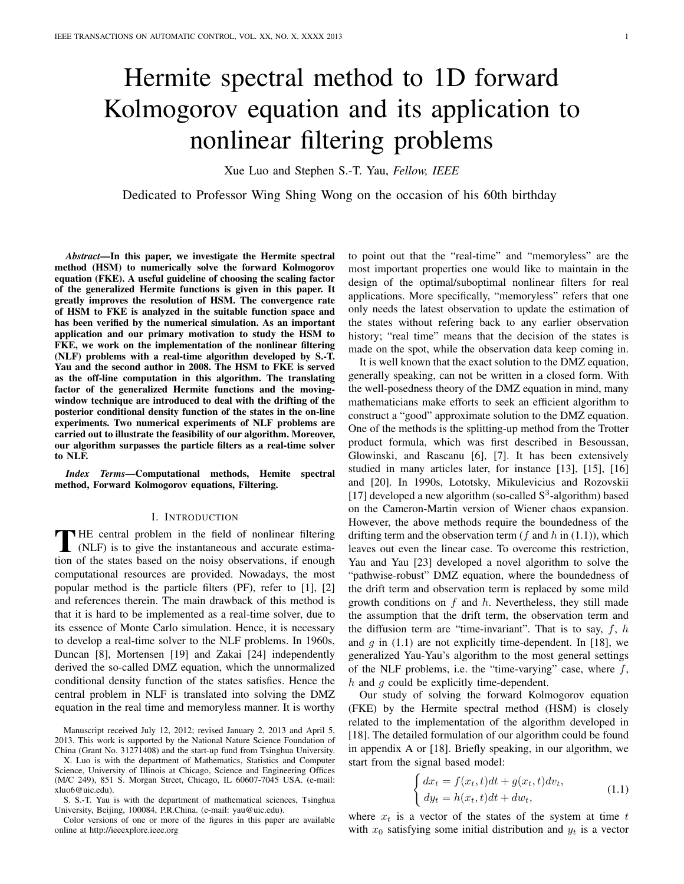# Hermite spectral method to 1D forward Kolmogorov equation and its application to nonlinear filtering problems

Xue Luo and Stephen S.-T. Yau, *Fellow, IEEE*

Dedicated to Professor Wing Shing Wong on the occasion of his 60th birthday

***Abstract*—In this paper, we investigate the Hermite spectral method (HSM) to numerically solve the forward Kolmogorov equation (FKE). A useful guideline of choosing the scaling factor of the generalized Hermite functions is given in this paper. It greatly improves the resolution of HSM. The convergence rate of HSM to FKE is analyzed in the suitable function space and has been verified by the numerical simulation. As an important application and our primary motivation to study the HSM to FKE, we work on the implementation of the nonlinear filtering (NLF) problems with a real-time algorithm developed by S.-T. Yau and the second author in 2008. The HSM to FKE is served as the off-line computation in this algorithm. The translating factor of the generalized Hermite functions and the moving-window technique are introduced to deal with the drifting of the posterior conditional density function of the states in the on-line experiments. Two numerical experiments of NLF problems are carried out to illustrate the feasibility of our algorithm. Moreover, our algorithm surpasses the particle filters as a real-time solver to NLF.**

***Index Terms*—Computational methods, Hemite spectral method, Forward Kolmogorov equations, Filtering.**

## I. Introduction

The central problem in the field of nonlinear filtering (NLF) is to give the instantaneous and accurate estimation of the states based on the noisy observations, if enough computational resources are provided. Nowadays, the most popular method is the particle filters (PF), refer to [1], [2] and references therein. The main drawback of this method is that it is hard to be implemented as a real-time solver, due to its essence of Monte Carlo simulation. Hence, it is necessary to develop a real-time solver to the NLF problems. In 1960s, Duncan [8], Mortensen [19] and Zakai [24] independently derived the so-called DMZ equation, which the unnormalized conditional density function of the states satisfies. Hence the central problem in NLF is translated into solving the DMZ equation in the real time and memoryless manner. It is worthy to point out that the "real-time" and "memoryless" are the most important properties one would like to maintain in the design of the optimal/suboptimal nonlinear filters for real applications. More specifically, "memoryless" refers that one only needs the latest observation to update the estimation of the states without refering back to any earlier observation history; "real time" means that the decision of the states is made on the spot, while the observation data keep coming in.

It is well known that the exact solution to the DMZ equation, generally speaking, can not be written in a closed form. With the well-posedness theory of the DMZ equation in mind, many mathematicians make efforts to seek an efficient algorithm to construct a "good" approximate solution to the DMZ equation. One of the methods is the splitting-up method from the Trotter product formula, which was first described in Besoussan, Glowinski, and Rascanu [6], [7]. It has been extensively studied in many articles later, for instance [13], [15], [16] and [20]. In 1990s, Lototsky, Mikulevicius and Rozovskii [17] developed a new algorithm (so-called $S^3$-algorithm) based on the Cameron-Martin version of Wiener chaos expansion. However, the above methods require the boundedness of the drifting term and the observation term ($f$ and $h$ in (1.1)), which leaves out even the linear case. To overcome this restriction, Yau and Yau [23] developed a novel algorithm to solve the "pathwise-robust" DMZ equation, where the boundedness of the drift term and observation term is replaced by some mild growth conditions on $f$ and $h$. Nevertheless, they still made the assumption that the drift term, the observation term and the diffusion term are "time-invariant". That is to say, $f$, $h$ and $g$ in (1.1) are not explicitly time-dependent. In [18], we generalized Yau-Yau's algorithm to the most general settings of the NLF problems, i.e. the "time-varying" case, where $f$, $h$ and $g$ could be explicitly time-dependent.

Our study of solving the forward Kolmogorov equation (FKE) by the Hermite spectral method (HSM) is closely related to the implementation of the algorithm developed in [18]. The detailed formulation of our algorithm could be found in appendix A or [18]. Briefly speaking, in our algorithm, we start from the signal based model:

$$
\begin{cases} dx_t = f(x_t,t)dt + g(x_t,t)dv_t, \\ dy_t = h(x_t,t)dt + dw_t, \end{cases} \tag{1.1}
$$

where $x_t$ is a vector of the states of the system at time $t$ with $x_0$ satisfying some initial distribution and $y_t$ is a vector

Manuscript received July 12, 2012; revised January 2, 2013 and April 5, 2013. This work is supported by the National Nature Science Foundation of China (Grant No. 31271408) and the start-up fund from Tsinghua University.

X. Luo is with the department of Mathematics, Statistics and Computer Science, University of Illinois at Chicago, Science and Engineering Offices (M/C 249), 851 S. Morgan Street, Chicago, IL 60607-7045 USA. (e-mail: xluo6@uic.edu).

S. S.-T. Yau is with the department of mathematical sciences, Tsinghua University, Beijing, 100084, P.R.China. (e-mail: yau@uic.edu).

Color versions of one or more of the figures in this paper are available online at http://ieeexplore.ieee.org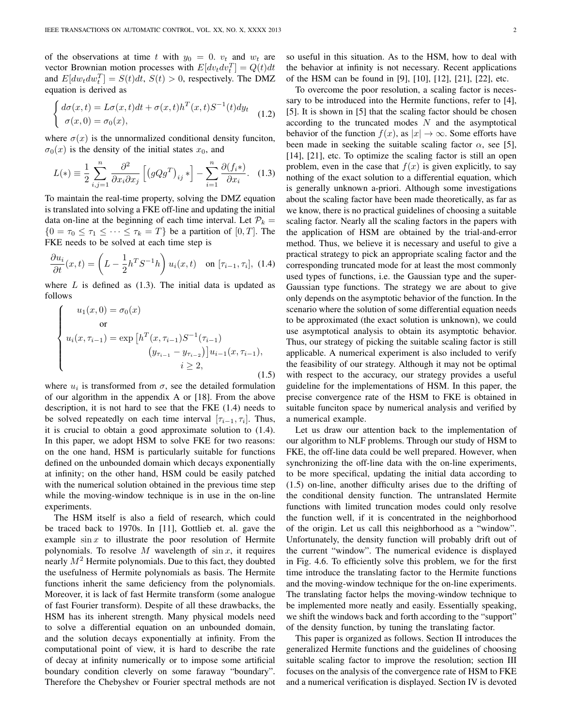of the observations at time $t$ with $y_0 = 0$. $v_t$ and $w_t$ are vector Brownian motion processes with $E[dv_t dv_t^T] = Q(t)dt$ and $E[dw_t dw_t^T] = S(t)dt$, $S(t) > 0$, respectively. The DMZ equation is derived as

$$\begin{cases} d\sigma(x,t) = L\sigma(x,t)dt + \sigma(x,t)h^T(x,t)S^{-1}(t)dy_t \\ \sigma(x,0) = \sigma_0(x), \end{cases} \tag{1.2}$$

where $\sigma(x)$ is the unnormalized conditional density funciton, $\sigma_0(x)$ is the density of the initial states $x_0$, and

$$L(*) \equiv \frac{1}{2}\sum_{i,j=1}^{n} \frac{\partial^2}{\partial x_i \partial x_j}\left[\left(gQg^T\right)_{ij} *\right] - \sum_{i=1}^{n} \frac{\partial (f_i *)}{\partial x_i}. \tag{1.3}$$

To maintain the real-time property, solving the DMZ equation is translated into solving a FKE off-line and updating the initial data on-line at the beginning of each time interval. Let $\mathcal{P}_k = \{0 = \tau_0 \leq \tau_1 \leq \cdots \leq \tau_k = T\}$ be a partition of $[0, T]$. The FKE needs to be solved at each time step is

$$\frac{\partial u_i}{\partial t}(x,t) = \left(L - \frac{1}{2}h^T S^{-1} h\right) u_i(x,t) \quad \text{on } [\tau_{i-1}, \tau_i], \tag{1.4}$$

where $L$ is defined as (1.3). The initial data is updated as follows

$$\begin{cases} \quad u_1(x,0) = \sigma_0(x) \\ \qquad\quad \text{or} \\ u_i(x,\tau_{i-1}) = \exp\left[h^T(x,\tau_{i-1})S^{-1}(\tau_{i-1}) \right. \\ \qquad\qquad \left. \left(y_{\tau_{i-1}} - y_{\tau_{i-2}}\right)\right] u_{i-1}(x,\tau_{i-1}), \\ \qquad\qquad\qquad i \geq 2, \end{cases} \tag{1.5}$$

where $u_i$ is transformed from $\sigma$, see the detailed formulation of our algorithm in the appendix A or [18]. From the above description, it is not hard to see that the FKE (1.4) needs to be solved repeatedly on each time interval $[\tau_{i-1}, \tau_i]$. Thus, it is crucial to obtain a good approximate solution to (1.4). In this paper, we adopt HSM to solve FKE for two reasons: on the one hand, HSM is particularly suitable for functions defined on the unbounded domain which decays exponentially at infinity; on the other hand, HSM could be easily patched with the numerical solution obtained in the previous time step while the moving-window technique is in use in the on-line experiments.

The HSM itself is also a field of research, which could be traced back to 1970s. In [11], Gottlieb et. al. gave the example $\sin x$ to illustrate the poor resolution of Hermite polynomials. To resolve $M$ wavelength of $\sin x$, it requires nearly $M^2$ Hermite polynomials. Due to this fact, they doubted the usefulness of Hermite polynomials as basis. The Hermite functions inherit the same deficiency from the polynomials. Moreover, it is lack of fast Hermite transform (some analogue of fast Fourier transform). Despite of all these drawbacks, the HSM has its inherent strength. Many physical models need to solve a differential equation on an unbounded domain, and the solution decays exponentially at infinity. From the computational point of view, it is hard to describe the rate of decay at infinity numerically or to impose some artificial boundary condition cleverly on some faraway "boundary". Therefore the Chebyshev or Fourier spectral methods are not so useful in this situation. As to the HSM, how to deal with the behavior at infinity is not necessary. Recent applications of the HSM can be found in [9], [10], [12], [21], [22], etc.

To overcome the poor resolution, a scaling factor is necessary to be introduced into the Hermite functions, refer to [4], [5]. It is shown in [5] that the scaling factor should be chosen according to the truncated modes $N$ and the asymptotical behavior of the function $f(x)$, as $|x| \to \infty$. Some efforts have been made in seeking the suitable scaling factor $\alpha$, see [5], [14], [21], etc. To optimize the scaling factor is still an open problem, even in the case that $f(x)$ is given explicitly, to say nothing of the exact solution to a differential equation, which is generally unknown a-priori. Although some investigations about the scaling factor have been made theoretically, as far as we know, there is no practical guidelines of choosing a suitable scaling factor. Nearly all the scaling factors in the papers with the application of HSM are obtained by the trial-and-error method. Thus, we believe it is necessary and useful to give a practical strategy to pick an appropriate scaling factor and the corresponding truncated mode for at least the most commonly used types of functions, i.e. the Gaussian type and the super-Gaussian type functions. The strategy we are about to give only depends on the asymptotic behavior of the function. In the scenario where the solution of some differential equation needs to be approximated (the exact solution is unknown), we could use asymptotical analysis to obtain its asymptotic behavior. Thus, our strategy of picking the suitable scaling factor is still applicable. A numerical experiment is also included to verify the feasibility of our strategy. Although it may not be optimal with respect to the accuracy, our strategy provides a useful guideline for the implementations of HSM. In this paper, the precise convergence rate of the HSM to FKE is obtained in suitable funciton space by numerical analysis and verified by a numerical example.

Let us draw our attention back to the implementation of our algorithm to NLF problems. Through our study of HSM to FKE, the off-line data could be well prepared. However, when synchronizing the off-line data with the on-line experiments, to be more specifical, updating the initial data according to (1.5) on-line, another difficulty arises due to the drifting of the conditional density function. The untranslated Hermite functions with limited truncation modes could only resolve the function well, if it is concentrated in the neighborhood of the origin. Let us call this neighborhood as a "window". Unfortunately, the density function will probably drift out of the current "window". The numerical evidence is displayed in Fig. 4.6. To efficiently solve this problem, we for the first time introduce the translating factor to the Hermite functions and the moving-window technique for the on-line experiments. The translating factor helps the moving-window technique to be implemented more neatly and easily. Essentially speaking, we shift the windows back and forth according to the "support" of the density function, by tuning the translating factor.

This paper is organized as follows. Section II introduces the generalized Hermite functions and the guidelines of choosing suitable scaling factor to improve the resolution; section III focuses on the analysis of the convergence rate of HSM to FKE and a numerical verification is displayed. Section IV is devoted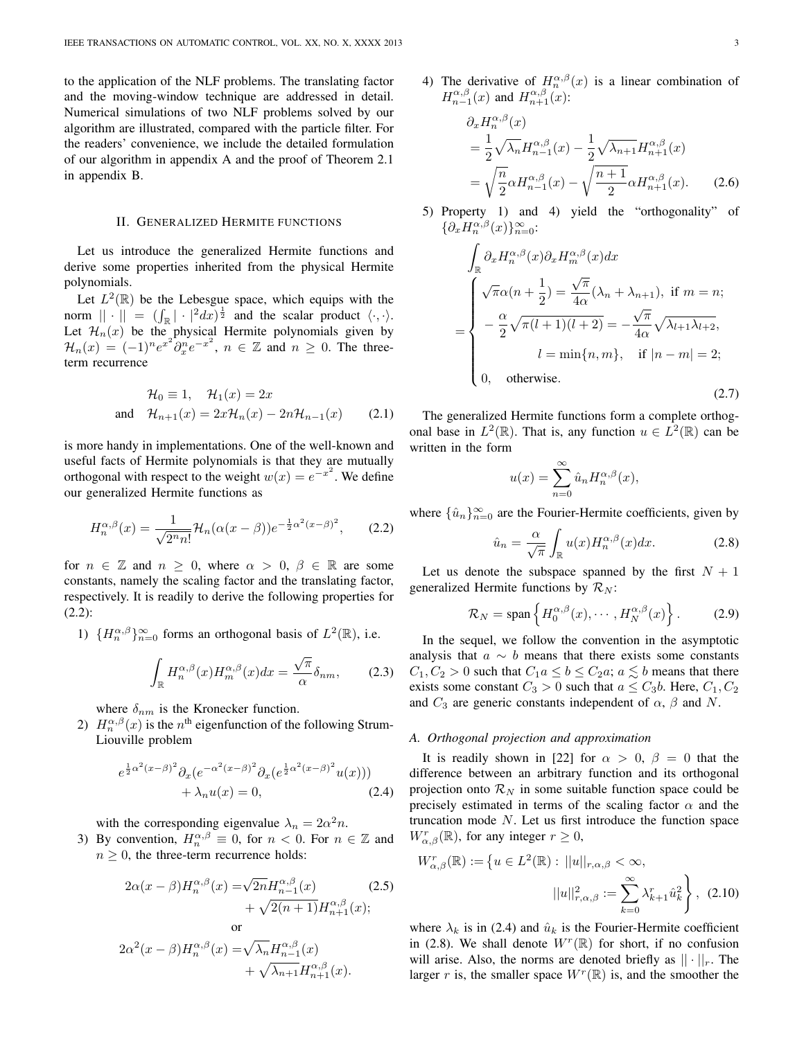to the application of the NLF problems. The translating factor and the moving-window technique are addressed in detail. Numerical simulations of two NLF problems solved by our algorithm are illustrated, compared with the particle filter. For the readers' convenience, we include the detailed formulation of our algorithm in appendix A and the proof of Theorem 2.1 in appendix B.

## II. Generalized Hermite functions

Let us introduce the generalized Hermite functions and derive some properties inherited from the physical Hermite polynomials.

Let $L^2(\mathbb{R})$ be the Lebesgue space, which equips with the norm $||\cdot|| = (\int_{\mathbb{R}} |\cdot|^2 dx)^{\frac{1}{2}}$ and the scalar product $\langle \cdot, \cdot \rangle$. Let $\mathcal{H}_n(x)$ be the physical Hermite polynomials given by $\mathcal{H}_n(x) = (-1)^n e^{x^2} \partial_x^n e^{-x^2}$, $n \in \mathbb{Z}$ and $n \geq 0$. The three-term recurrence

$$\mathcal{H}_0 \equiv 1, \quad \mathcal{H}_1(x) = 2x$$
$$\text{and} \quad \mathcal{H}_{n+1}(x) = 2x\mathcal{H}_n(x) - 2n\mathcal{H}_{n-1}(x) \qquad (2.1)$$

is more handy in implementations. One of the well-known and useful facts of Hermite polynomials is that they are mutually orthogonal with respect to the weight $w(x) = e^{-x^2}$. We define our generalized Hermite functions as

$$H_n^{\alpha,\beta}(x) = \frac{1}{\sqrt{2^n n!}} \mathcal{H}_n(\alpha(x-\beta)) e^{-\frac{1}{2}\alpha^2(x-\beta)^2}, \qquad (2.2)$$

for $n \in \mathbb{Z}$ and $n \geq 0$, where $\alpha > 0$, $\beta \in \mathbb{R}$ are some constants, namely the scaling factor and the translating factor, respectively. It is readily to derive the following properties for (2.2):

1) $\{H_n^{\alpha,\beta}\}_{n=0}^{\infty}$ forms an orthogonal basis of $L^2(\mathbb{R})$, i.e.

$$\int_{\mathbb{R}} H_n^{\alpha,\beta}(x) H_m^{\alpha,\beta}(x) dx = \frac{\sqrt{\pi}}{\alpha} \delta_{nm}, \qquad (2.3)$$

where $\delta_{nm}$ is the Kronecker function.

2) $H_n^{\alpha,\beta}(x)$ is the $n^{\text{th}}$ eigenfunction of the following Strum-Liouville problem

$$e^{\frac{1}{2}\alpha^2(x-\beta)^2} \partial_x (e^{-\alpha^2(x-\beta)^2} \partial_x (e^{\frac{1}{2}\alpha^2(x-\beta)^2} u(x))) + \lambda_n u(x) = 0, \qquad (2.4)$$

with the corresponding eigenvalue $\lambda_n = 2\alpha^2 n$.

3) By convention, $H_n^{\alpha,\beta} \equiv 0$, for $n < 0$. For $n \in \mathbb{Z}$ and $n \geq 0$, the three-term recurrence holds:

$$2\alpha(x-\beta)H_n^{\alpha,\beta}(x) = \sqrt{2n} H_{n-1}^{\alpha,\beta}(x) + \sqrt{2(n+1)} H_{n+1}^{\alpha,\beta}(x); \qquad (2.5)$$

or

$$2\alpha^2(x-\beta)H_n^{\alpha,\beta}(x) = \sqrt{\lambda_n} H_{n-1}^{\alpha,\beta}(x) + \sqrt{\lambda_{n+1}} H_{n+1}^{\alpha,\beta}(x).$$

4) The derivative of $H_n^{\alpha,\beta}(x)$ is a linear combination of $H_{n-1}^{\alpha,\beta}(x)$ and $H_{n+1}^{\alpha,\beta}(x)$:

$$\begin{aligned} &\partial_x H_n^{\alpha,\beta}(x) \\ &= \frac{1}{2}\sqrt{\lambda_n} H_{n-1}^{\alpha,\beta}(x) - \frac{1}{2}\sqrt{\lambda_{n+1}} H_{n+1}^{\alpha,\beta}(x) \\ &= \sqrt{\frac{n}{2}} \alpha H_{n-1}^{\alpha,\beta}(x) - \sqrt{\frac{n+1}{2}} \alpha H_{n+1}^{\alpha,\beta}(x). \end{aligned} \qquad (2.6)$$

5) Property 1) and 4) yield the "orthogonality" of $\{\partial_x H_n^{\alpha,\beta}(x)\}_{n=0}^{\infty}$:

$$\int_{\mathbb{R}} \partial_x H_n^{\alpha,\beta}(x) \partial_x H_m^{\alpha,\beta}(x) dx = \begin{cases} \sqrt{\pi}\alpha(n+\frac{1}{2}) = \frac{\sqrt{\pi}}{4\alpha}(\lambda_n + \lambda_{n+1}), & \text{if } m = n; \\ -\frac{\alpha}{2}\sqrt{\pi(l+1)(l+2)} = -\frac{\sqrt{\pi}}{4\alpha}\sqrt{\lambda_{l+1}\lambda_{l+2}}, & \\ \qquad l = \min\{n, m\}, & \text{if } |n-m| = 2; \\ 0, & \text{otherwise.} \end{cases} \qquad (2.7)$$

The generalized Hermite functions form a complete orthogonal base in $L^2(\mathbb{R})$. That is, any function $u \in L^2(\mathbb{R})$ can be written in the form

$$u(x) = \sum_{n=0}^{\infty} \hat{u}_n H_n^{\alpha,\beta}(x),$$

where $\{\hat{u}_n\}_{n=0}^{\infty}$ are the Fourier-Hermite coefficients, given by

$$\hat{u}_n = \frac{\alpha}{\sqrt{\pi}} \int_{\mathbb{R}} u(x) H_n^{\alpha,\beta}(x) dx. \qquad (2.8)$$

Let us denote the subspace spanned by the first $N+1$ generalized Hermite functions by $\mathcal{R}_N$:

$$\mathcal{R}_N = \text{span}\left\{ H_0^{\alpha,\beta}(x), \cdots, H_N^{\alpha,\beta}(x) \right\}. \qquad (2.9)$$

In the sequel, we follow the convention in the asymptotic analysis that $a \sim b$ means that there exists some constants $C_1, C_2 > 0$ such that $C_1 a \leq b \leq C_2 a$; $a \lesssim b$ means that there exists some constant $C_3 > 0$ such that $a \leq C_3 b$. Here, $C_1, C_2$ and $C_3$ are generic constants independent of $\alpha$, $\beta$ and $N$.

### A. Orthogonal projection and approximation

It is readily shown in [22] for $\alpha > 0$, $\beta = 0$ that the difference between an arbitrary function and its orthogonal projection onto $\mathcal{R}_N$ in some suitable function space could be precisely estimated in terms of the scaling factor $\alpha$ and the truncation mode $N$. Let us first introduce the function space $W_{\alpha,\beta}^r(\mathbb{R})$, for any integer $r \geq 0$,

$$W_{\alpha,\beta}^r(\mathbb{R}) := \left\{ u \in L^2(\mathbb{R}) : ||u||_{r,\alpha,\beta} < \infty, \; ||u||_{r,\alpha,\beta}^2 := \sum_{k=0}^{\infty} \lambda_{k+1}^r \hat{u}_k^2 \right\}, \qquad (2.10)$$

where $\lambda_k$ is in (2.4) and $\hat{u}_k$ is the Fourier-Hermite coefficient in (2.8). We shall denote $W^r(\mathbb{R})$ for short, if no confusion will arise. Also, the norms are denoted briefly as $||\cdot||_r$. The larger $r$ is, the smaller space $W^r(\mathbb{R})$ is, and the smoother the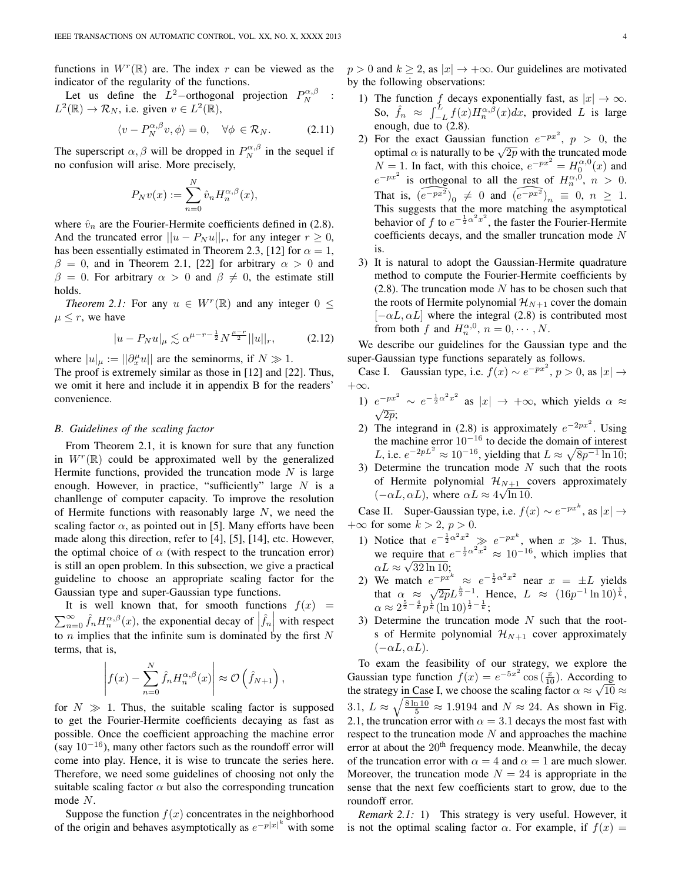functions in $W^r(\mathbb{R})$ are. The index $r$ can be viewed as the indicator of the regularity of the functions.

Let us define the $L^2-$orthogonal projection $P_N^{\alpha,\beta} : L^2(\mathbb{R}) \to \mathcal{R}_N$, i.e. given $v \in L^2(\mathbb{R})$,

$$\langle v - P_N^{\alpha,\beta} v, \phi \rangle = 0, \quad \forall \phi \in \mathcal{R}_N. \tag{2.11}$$

The superscript $\alpha, \beta$ will be dropped in $P_N^{\alpha,\beta}$ in the sequel if no confusion will arise. More precisely,

$$P_N v(x) := \sum_{n=0}^{N} \hat{v}_n H_n^{\alpha,\beta}(x),$$

where $\hat{v}_n$ are the Fourier-Hermite coefficients defined in (2.8). And the truncated error $||u - P_N u||_r$, for any integer $r \geq 0$, has been essentially estimated in Theorem 2.3, [12] for $\alpha = 1$, $\beta = 0$, and in Theorem 2.1, [22] for arbitrary $\alpha > 0$ and $\beta = 0$. For arbitrary $\alpha > 0$ and $\beta \neq 0$, the estimate still holds.

*Theorem 2.1:* For any $u \in W^r(\mathbb{R})$ and any integer $0 \leq \mu \leq r$, we have

$$|u - P_N u|_\mu \lesssim \alpha^{\mu - r - \frac{1}{2}} N^{\frac{\mu - r}{2}} ||u||_r, \tag{2.12}$$

where $|u|_\mu := ||\partial_x^\mu u||$ are the seminorms, if $N \gg 1$.
The proof is extremely similar as those in [12] and [22]. Thus, we omit it here and include it in appendix B for the readers' convenience.

### B. Guidelines of the scaling factor

From Theorem 2.1, it is known for sure that any function in $W^r(\mathbb{R})$ could be approximated well by the generalized Hermite functions, provided the truncation mode $N$ is large enough. However, in practice, "sufficiently" large $N$ is a chanllenge of computer capacity. To improve the resolution of Hermite functions with reasonably large $N$, we need the scaling factor $\alpha$, as pointed out in [5]. Many efforts have been made along this direction, refer to [4], [5], [14], etc. However, the optimal choice of $\alpha$ (with respect to the truncation error) is still an open problem. In this subsection, we give a practical guideline to choose an appropriate scaling factor for the Gaussian type and super-Gaussian type functions.

It is well known that, for smooth functions $f(x) = \sum_{n=0}^{\infty} \hat{f}_n H_n^{\alpha,\beta}(x)$, the exponential decay of $\left|\hat{f}_n\right|$ with respect to $n$ implies that the infinite sum is dominated by the first $N$ terms, that is,

$$\left| f(x) - \sum_{n=0}^{N} \hat{f}_n H_n^{\alpha,\beta}(x) \right| \approx \mathcal{O}\left(\hat{f}_{N+1}\right),$$

for $N \gg 1$. Thus, the suitable scaling factor is supposed to get the Fourier-Hermite coefficients decaying as fast as possible. Once the coefficient approaching the machine error (say $10^{-16}$), many other factors such as the roundoff error will come into play. Hence, it is wise to truncate the series here. Therefore, we need some guidelines of choosing not only the suitable scaling factor $\alpha$ but also the corresponding truncation mode $N$.

Suppose the function $f(x)$ concentrates in the neighborhood of the origin and behaves asymptotically as $e^{-p|x|^k}$ with some $p > 0$ and $k \geq 2$, as $|x| \to +\infty$. Our guidelines are motivated by the following observations:

1) The function $f$ decays exponentially fast, as $|x| \to \infty$. So, $\hat{f}_n \approx \int_{-L}^{L} f(x) H_n^{\alpha,\beta}(x) dx$, provided $L$ is large enough, due to (2.8).
2) For the exact Gaussian function $e^{-px^2}$, $p > 0$, the optimal $\alpha$ is naturally to be $\sqrt{2p}$ with the truncated mode $N = 1$. In fact, with this choice, $e^{-px^2} = H_0^{\alpha,0}(x)$ and $e^{-px^2}$ is orthogonal to all the rest of $H_n^{\alpha,0}$, $n > 0$. That is, $\widehat{(e^{-px^2})}_0 \neq 0$ and $\widehat{(e^{-px^2})}_n \equiv 0$, $n \geq 1$. This suggests that the more matching the asymptotical behavior of $f$ to $e^{-\frac{1}{2}\alpha^2 x^2}$, the faster the Fourier-Hermite coefficients decays, and the smaller truncation mode $N$ is.
3) It is natural to adopt the Gaussian-Hermite quadrature method to compute the Fourier-Hermite coefficients by (2.8). The truncation mode $N$ has to be chosen such that the roots of Hermite polynomial $\mathcal{H}_{N+1}$ cover the domain $[-\alpha L, \alpha L]$ where the integral (2.8) is contributed most from both $f$ and $H_n^{\alpha,0}$, $n = 0, \cdots, N$.

We describe our guidelines for the Gaussian type and the super-Gaussian type functions separately as follows.

Case I. Gaussian type, i.e. $f(x) \sim e^{-px^2}$, $p > 0$, as $|x| \to +\infty$.

1) $e^{-px^2} \sim e^{-\frac{1}{2}\alpha^2 x^2}$ as $|x| \to +\infty$, which yields $\alpha \approx \sqrt{2p}$;
2) The integrand in (2.8) is approximately $e^{-2px^2}$. Using the machine error $10^{-16}$ to decide the domain of interest $L$, i.e. $e^{-2pL^2} \approx 10^{-16}$, yielding that $L \approx \sqrt{8p^{-1} \ln 10}$;
3) Determine the truncation mode $N$ such that the roots of Hermite polynomial $\mathcal{H}_{N+1}$ covers approximately $(-\alpha L, \alpha L)$, where $\alpha L \approx 4\sqrt{\ln 10}$.

Case II. Super-Gaussian type, i.e. $f(x) \sim e^{-px^k}$, as $|x| \to +\infty$ for some $k > 2$, $p > 0$.

1) Notice that $e^{-\frac{1}{2}\alpha^2 x^2} \gg e^{-px^k}$, when $x \gg 1$. Thus, we require that $e^{-\frac{1}{2}\alpha^2 x^2} \approx 10^{-16}$, which implies that $\alpha L \approx \sqrt{32 \ln 10}$;
2) We match $e^{-px^k} \approx e^{-\frac{1}{2}\alpha^2 x^2}$ near $x = \pm L$ yields that $\alpha \approx \sqrt{2p} L^{\frac{k}{2}-1}$. Hence, $L \approx (16p^{-1} \ln 10)^{\frac{1}{k}}$, $\alpha \approx 2^{\frac{5}{2} - \frac{4}{k}} p^{\frac{1}{k}} (\ln 10)^{\frac{1}{2} - \frac{1}{k}}$;
3) Determine the truncation mode $N$ such that the roots of Hermite polynomial $\mathcal{H}_{N+1}$ cover approximately $(-\alpha L, \alpha L)$.

To exam the feasibility of our strategy, we explore the Gaussian type function $f(x) = e^{-5x^2} \cos(\frac{x}{10})$. According to the strategy in Case I, we choose the scaling factor $\alpha \approx \sqrt{10} \approx 3.1$, $L \approx \sqrt{\frac{8 \ln 10}{5}} \approx 1.9194$ and $N \approx 24$. As shown in Fig. 2.1, the truncation error with $\alpha = 3.1$ decays the most fast with respect to the truncation mode $N$ and approaches the machine error at about the 20th frequency mode. Meanwhile, the decay of the truncation error with $\alpha = 4$ and $\alpha = 1$ are much slower. Moreover, the truncation mode $N = 24$ is appropriate in the sense that the next few coefficients start to grow, due to the roundoff error.

*Remark 2.1:* 1) This strategy is very useful. However, it is not the optimal scaling factor $\alpha$. For example, if $f(x) =$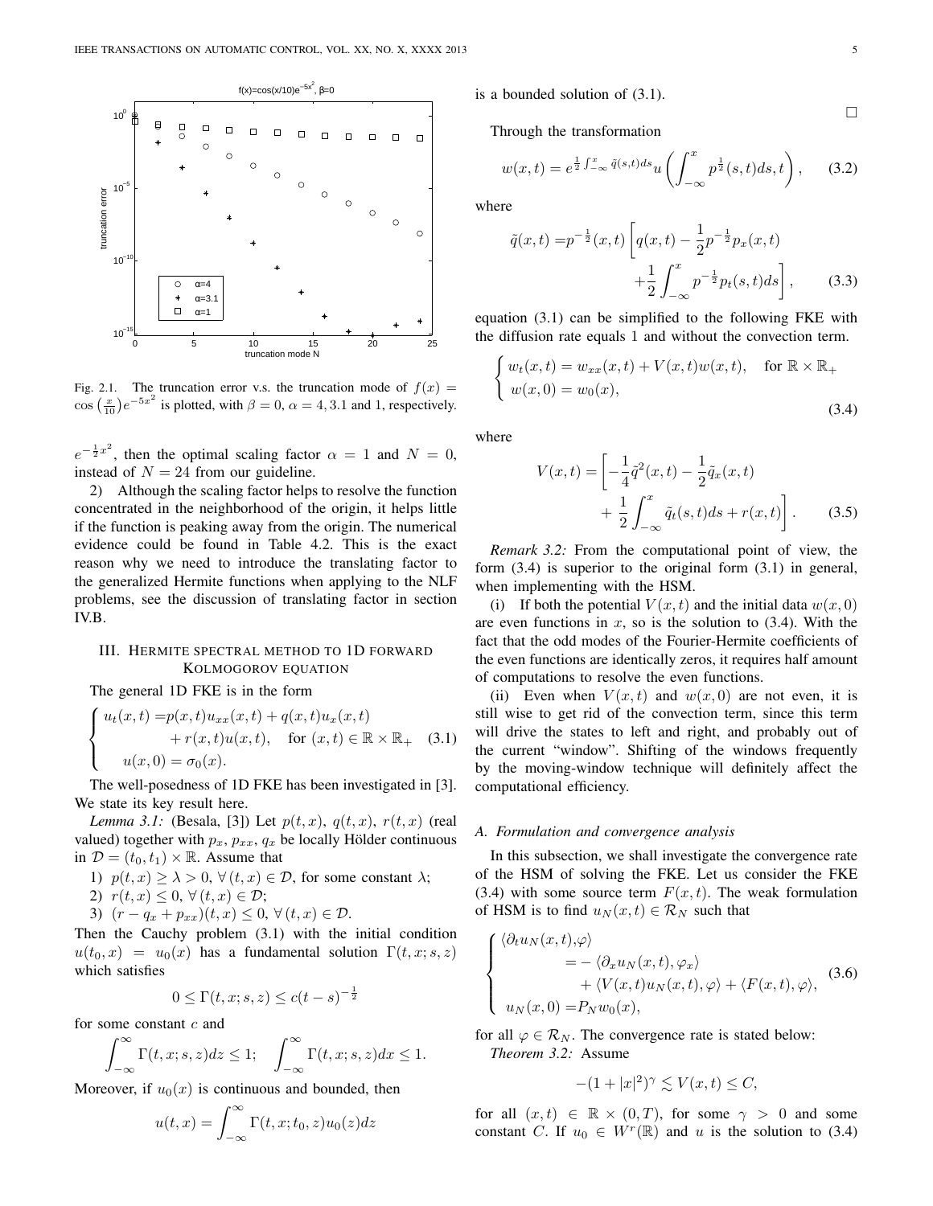Fig. 2.1. The truncation error v.s. the truncation mode of $f(x) = \cos\left(\frac{x}{10}\right)e^{-5x^2}$ is plotted, with $\beta = 0$, $\alpha = 4, 3.1$ and $1$, respectively.

$e^{-\frac{1}{2}x^2}$, then the optimal scaling factor $\alpha = 1$ and $N = 0$, instead of $N = 24$ from our guideline.

2) Although the scaling factor helps to resolve the function concentrated in the neighborhood of the origin, it helps little if the function is peaking away from the origin. The numerical evidence could be found in Table 4.2. This is the exact reason why we need to introduce the translating factor to the generalized Hermite functions when applying to the NLF problems, see the discussion of translating factor in section IV.B.

## III. Hermite spectral method to 1D forward Kolmogorov equation

The general 1D FKE is in the form

$$\begin{cases} u_t(x,t) = p(x,t)u_{xx}(x,t) + q(x,t)u_x(x,t) \\ \qquad\qquad + r(x,t)u(x,t), \quad \text{for } (x,t) \in \mathbb{R} \times \mathbb{R}_+ \\ u(x,0) = \sigma_0(x). \end{cases} \tag{3.1}$$

The well-posedness of 1D FKE has been investigated in [3]. We state its key result here.

*Lemma 3.1:* (Besala, [3]) Let $p(t,x)$, $q(t,x)$, $r(t,x)$ (real valued) together with $p_x$, $p_{xx}$, $q_x$ be locally Hölder continuous in $\mathcal{D} = (t_0, t_1) \times \mathbb{R}$. Assume that

1) $p(t,x) \geq \lambda > 0$, $\forall\,(t,x) \in \mathcal{D}$, for some constant $\lambda$;
2) $r(t,x) \leq 0$, $\forall\,(t,x) \in \mathcal{D}$;
3) $(r - q_x + p_{xx})(t,x) \leq 0$, $\forall\,(t,x) \in \mathcal{D}$.

Then the Cauchy problem (3.1) with the initial condition $u(t_0,x) = u_0(x)$ has a fundamental solution $\Gamma(t,x;s,z)$ which satisfies

$$0 \leq \Gamma(t,x;s,z) \leq c(t-s)^{-\frac{1}{2}}$$

for some constant $c$ and

$$\int_{-\infty}^{\infty} \Gamma(t,x;s,z)dz \leq 1; \quad \int_{-\infty}^{\infty} \Gamma(t,x;s,z)dx \leq 1.$$

Moreover, if $u_0(x)$ is continuous and bounded, then

$$u(t,x) = \int_{-\infty}^{\infty} \Gamma(t,x;t_0,z)u_0(z)dz$$

is a bounded solution of (3.1).

□

Through the transformation

$$w(x,t) = e^{\frac{1}{2}\int_{-\infty}^{x} \tilde{q}(s,t)ds} u\left(\int_{-\infty}^{x} p^{\frac{1}{2}}(s,t)ds, t\right), \tag{3.2}$$

where

$$\begin{aligned} \tilde{q}(x,t) = & p^{-\frac{1}{2}}(x,t)\left[q(x,t) - \frac{1}{2}p^{-\frac{1}{2}}p_x(x,t)\right. \\ & \left. + \frac{1}{2}\int_{-\infty}^{x} p^{-\frac{1}{2}}p_t(s,t)ds\right], \end{aligned} \tag{3.3}$$

equation (3.1) can be simplified to the following FKE with the diffusion rate equals 1 and without the convection term.

$$\begin{cases} w_t(x,t) = w_{xx}(x,t) + V(x,t)w(x,t), \quad \text{for } \mathbb{R} \times \mathbb{R}_+ \\ w(x,0) = w_0(x), \end{cases} \tag{3.4}$$

where

$$\begin{aligned} V(x,t) = & \left[-\frac{1}{4}\tilde{q}^2(x,t) - \frac{1}{2}\tilde{q}_x(x,t)\right. \\ & \left. + \frac{1}{2}\int_{-\infty}^{x} \tilde{q}_t(s,t)ds + r(x,t)\right]. \end{aligned} \tag{3.5}$$

*Remark 3.2:* From the computational point of view, the form (3.4) is superior to the original form (3.1) in general, when implementing with the HSM.

(i) If both the potential $V(x,t)$ and the initial data $w(x,0)$ are even functions in $x$, so is the solution to (3.4). With the fact that the odd modes of the Fourier-Hermite coefficients of the even functions are identically zeros, it requires half amount of computations to resolve the even functions.

(ii) Even when $V(x,t)$ and $w(x,0)$ are not even, it is still wise to get rid of the convection term, since this term will drive the states to left and right, and probably out of the current "window". Shifting of the windows frequently by the moving-window technique will definitely affect the computational efficiency.

### A. Formulation and convergence analysis

In this subsection, we shall investigate the convergence rate of the HSM of solving the FKE. Let us consider the FKE (3.4) with some source term $F(x,t)$. The weak formulation of HSM is to find $u_N(x,t) \in \mathcal{R}_N$ such that

$$\begin{cases} \langle \partial_t u_N(x,t), \varphi \rangle \\ \qquad = -\langle \partial_x u_N(x,t), \varphi_x \rangle \\ \qquad\quad + \langle V(x,t)u_N(x,t), \varphi \rangle + \langle F(x,t), \varphi \rangle, \\ u_N(x,0) = P_N w_0(x), \end{cases} \tag{3.6}$$

for all $\varphi \in \mathcal{R}_N$. The convergence rate is stated below:

*Theorem 3.2:* Assume

$$-(1+|x|^2)^{\gamma} \lesssim V(x,t) \leq C,$$

for all $(x,t) \in \mathbb{R} \times (0,T)$, for some $\gamma > 0$ and some constant $C$. If $u_0 \in W^r(\mathbb{R})$ and $u$ is the solution to (3.4)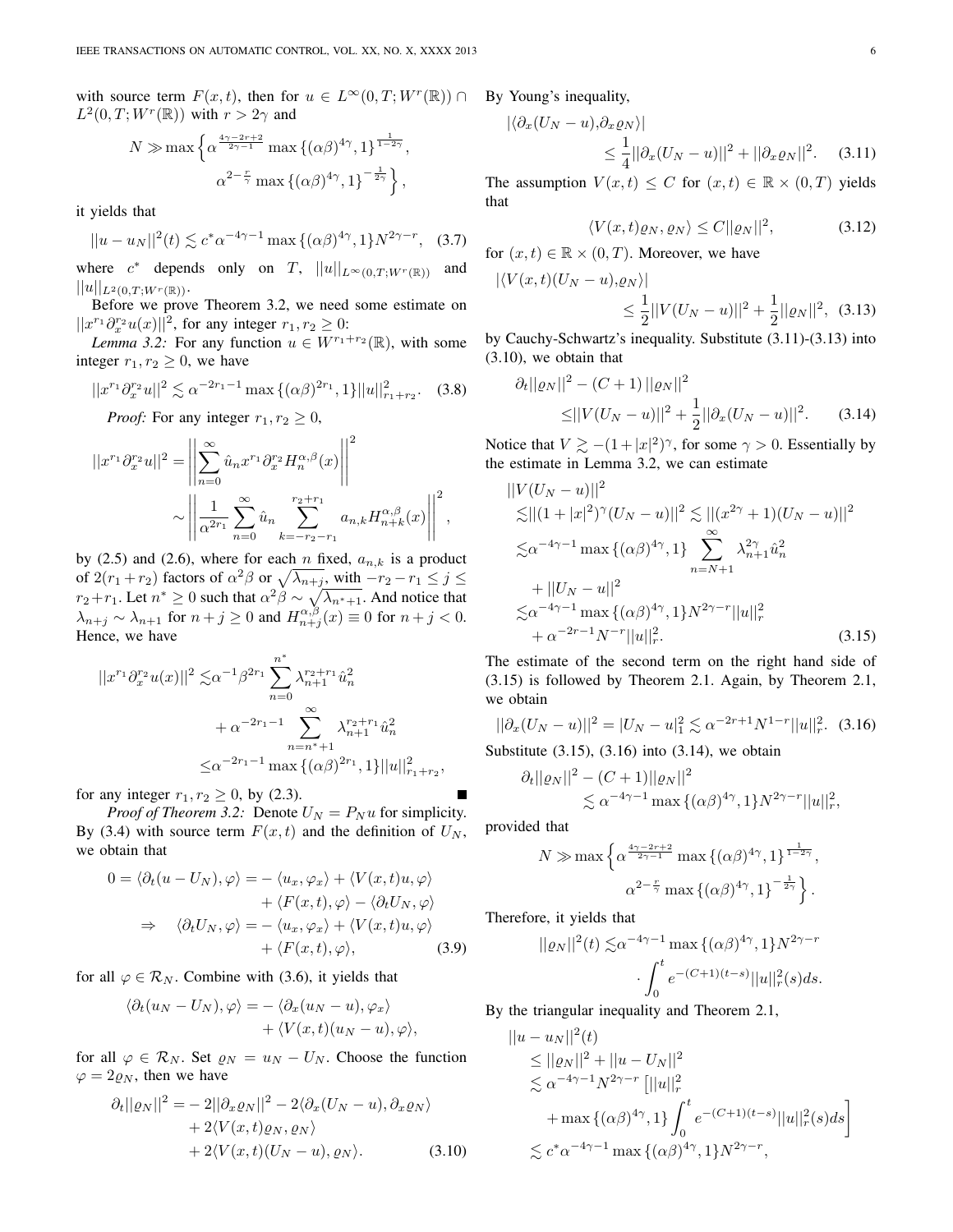with source term $F(x,t)$, then for $u \in L^\infty(0,T;W^r(\mathbb{R})) \cap L^2(0,T;W^r(\mathbb{R}))$ with $r > 2\gamma$ and

$$N \gg \max\Big\{ \alpha^{\frac{4\gamma-2r+2}{2\gamma-1}} \max\{(\alpha\beta)^{4\gamma},1\}^{\frac{1}{1-2\gamma}}, \alpha^{2-\frac{r}{\gamma}} \max\{(\alpha\beta)^{4\gamma},1\}^{-\frac{1}{2\gamma}} \Big\},$$

it yields that

$$||u-u_N||^2(t) \lesssim c^* \alpha^{-4\gamma-1} \max\{(\alpha\beta)^{4\gamma},1\} N^{2\gamma-r}, \quad (3.7)$$

where $c^*$ depends only on $T$, $||u||_{L^\infty(0,T;W^r(\mathbb{R}))}$ and $||u||_{L^2(0,T;W^r(\mathbb{R}))}$.

Before we prove Theorem 3.2, we need some estimate on $||x^{r_1}\partial_x^{r_2} u(x)||^2$, for any integer $r_1, r_2 \geq 0$:

*Lemma 3.2:* For any function $u \in W^{r_1+r_2}(\mathbb{R})$, with some integer $r_1, r_2 \geq 0$, we have

$$||x^{r_1}\partial_x^{r_2} u||^2 \lesssim \alpha^{-2r_1-1} \max\{(\alpha\beta)^{2r_1},1\} ||u||^2_{r_1+r_2}. \quad (3.8)$$

*Proof:* For any integer $r_1, r_2 \geq 0$,

$$||x^{r_1}\partial_x^{r_2} u||^2 = \left|\left| \sum_{n=0}^\infty \hat{u}_n x^{r_1} \partial_x^{r_2} H_n^{\alpha,\beta}(x) \right|\right|^2 \sim \left|\left| \frac{1}{\alpha^{2r_1}} \sum_{n=0}^\infty \hat{u}_n \sum_{k=-r_2-r_1}^{r_2+r_1} a_{n,k} H_{n+k}^{\alpha,\beta}(x) \right|\right|^2,$$

by (2.5) and (2.6), where for each $n$ fixed, $a_{n,k}$ is a product of $2(r_1+r_2)$ factors of $\alpha^2\beta$ or $\sqrt{\lambda_{n+j}}$, with $-r_2-r_1 \leq j \leq r_2+r_1$. Let $n^* \geq 0$ such that $\alpha^2\beta \sim \sqrt{\lambda_{n^*+1}}$. And notice that $\lambda_{n+j} \sim \lambda_{n+1}$ for $n+j \geq 0$ and $H_{n+j}^{\alpha,\beta}(x) \equiv 0$ for $n+j<0$. Hence, we have

$$\begin{aligned} ||x^{r_1}\partial_x^{r_2} u(x)||^2 \lesssim& \alpha^{-1}\beta^{2r_1} \sum_{n=0}^{n^*} \lambda_{n+1}^{r_2+r_1} \hat{u}_n^2 + \alpha^{-2r_1-1} \sum_{n=n^*+1}^\infty \lambda_{n+1}^{r_2+r_1} \hat{u}_n^2 \\ \leq& \alpha^{-2r_1-1} \max\{(\alpha\beta)^{2r_1},1\} ||u||^2_{r_1+r_2}, \end{aligned}$$

for any integer $r_1, r_2 \geq 0$, by (2.3). ■

*Proof of Theorem 3.2:* Denote $U_N = P_N u$ for simplicity. By (3.4) with source term $F(x,t)$ and the definition of $U_N$, we obtain that

$$\begin{aligned} 0 = \langle \partial_t(u-U_N), \varphi\rangle =& -\langle u_x, \varphi_x\rangle + \langle V(x,t)u,\varphi\rangle \\ &+ \langle F(x,t),\varphi\rangle - \langle \partial_t U_N, \varphi\rangle \\ \Rightarrow \quad \langle \partial_t U_N, \varphi\rangle =& -\langle u_x, \varphi_x\rangle + \langle V(x,t)u,\varphi\rangle \\ &+ \langle F(x,t),\varphi\rangle, \end{aligned} \quad (3.9)$$

for all $\varphi \in \mathcal{R}_N$. Combine with (3.6), it yields that

$$\langle \partial_t(u_N-U_N), \varphi\rangle = -\langle \partial_x(u_N-u), \varphi_x\rangle + \langle V(x,t)(u_N-u),\varphi\rangle,$$

for all $\varphi \in \mathcal{R}_N$. Set $\varrho_N = u_N - U_N$. Choose the function $\varphi = 2\varrho_N$, then we have

$$\begin{aligned} \partial_t ||\varrho_N||^2 =& -2||\partial_x \varrho_N||^2 - 2\langle \partial_x(U_N-u), \partial_x\varrho_N\rangle \\ &+ 2\langle V(x,t)\varrho_N, \varrho_N\rangle \\ &+ 2\langle V(x,t)(U_N-u),\varrho_N\rangle. \end{aligned} \quad (3.10)$$

By Young's inequality,

$$|\langle \partial_x(U_N-u), \partial_x\varrho_N\rangle| \leq \frac{1}{4}||\partial_x(U_N-u)||^2 + ||\partial_x\varrho_N||^2. \quad (3.11)$$

The assumption $V(x,t) \leq C$ for $(x,t) \in \mathbb{R}\times(0,T)$ yields that

$$\langle V(x,t)\varrho_N, \varrho_N\rangle \leq C||\varrho_N||^2, \quad (3.12)$$

for $(x,t) \in \mathbb{R}\times(0,T)$. Moreover, we have

$$|\langle V(x,t)(U_N-u),\varrho_N\rangle| \leq \frac{1}{2}||V(U_N-u)||^2 + \frac{1}{2}||\varrho_N||^2, \quad (3.13)$$

by Cauchy-Schwartz's inequality. Substitute (3.11)-(3.13) into (3.10), we obtain that

$$\partial_t||\varrho_N||^2 - (C+1)||\varrho_N||^2 \leq ||V(U_N-u)||^2 + \frac{1}{2}||\partial_x(U_N-u)||^2. \quad (3.14)$$

Notice that $V \gtrsim -(1+|x|^2)^\gamma$, for some $\gamma > 0$. Essentially by the estimate in Lemma 3.2, we can estimate

$$\begin{aligned} &||V(U_N-u)||^2 \\ \lesssim& ||(1+|x|^2)^\gamma(U_N-u)||^2 \lesssim ||(x^{2\gamma}+1)(U_N-u)||^2 \\ \lesssim& \alpha^{-4\gamma-1}\max\{(\alpha\beta)^{4\gamma},1\} \sum_{n=N+1}^\infty \lambda_{n+1}^{2\gamma}\hat{u}_n^2 \\ &+ ||U_N-u||^2 \\ \lesssim& \alpha^{-4\gamma-1}\max\{(\alpha\beta)^{4\gamma},1\} N^{2\gamma-r}||u||_r^2 \\ &+ \alpha^{-2r-1}N^{-r}||u||_r^2. \end{aligned} \quad (3.15)$$

The estimate of the second term on the right hand side of (3.15) is followed by Theorem 2.1. Again, by Theorem 2.1, we obtain

$$||\partial_x(U_N-u)||^2 = |U_N-u|_1^2 \lesssim \alpha^{-2r+1}N^{1-r}||u||_r^2. \quad (3.16)$$

Substitute (3.15), (3.16) into (3.14), we obtain

$$\partial_t||\varrho_N||^2 - (C+1)||\varrho_N||^2 \lesssim \alpha^{-4\gamma-1}\max\{(\alpha\beta)^{4\gamma},1\} N^{2\gamma-r}||u||_r^2,$$

provided that

$$N \gg \max\Big\{ \alpha^{\frac{4\gamma-2r+2}{2\gamma-1}} \max\{(\alpha\beta)^{4\gamma},1\}^{\frac{1}{1-2\gamma}}, \alpha^{2-\frac{r}{\gamma}} \max\{(\alpha\beta)^{4\gamma},1\}^{-\frac{1}{2\gamma}} \Big\}.$$

Therefore, it yields that

$$||\varrho_N||^2(t) \lesssim \alpha^{-4\gamma-1}\max\{(\alpha\beta)^{4\gamma},1\}N^{2\gamma-r} \cdot \int_0^t e^{-(C+1)(t-s)}||u||_r^2(s)ds.$$

By the triangular inequality and Theorem 2.1,

$$\begin{aligned} &||u-u_N||^2(t) \\ \leq& ||\varrho_N||^2 + ||u-U_N||^2 \\ \lesssim& \alpha^{-4\gamma-1}N^{2\gamma-r}\Big[||u||_r^2 \\ &+ \max\{(\alpha\beta)^{4\gamma},1\}\int_0^t e^{-(C+1)(t-s)}||u||_r^2(s)ds\Big] \\ \lesssim& c^*\alpha^{-4\gamma-1}\max\{(\alpha\beta)^{4\gamma},1\}N^{2\gamma-r}, \end{aligned}$$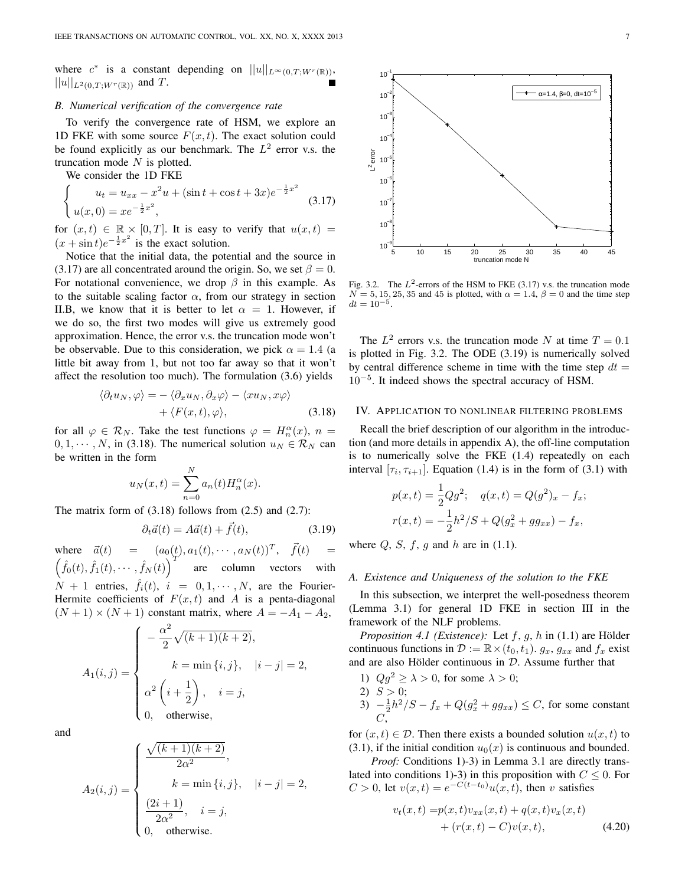where $c^*$ is a constant depending on $||u||_{L^\infty(0,T;W^r(\mathbb{R}))}$, $||u||_{L^2(0,T;W^r(\mathbb{R}))}$ and $T$. ∎

### B. Numerical verification of the convergence rate

To verify the convergence rate of HSM, we explore an 1D FKE with some source $F(x,t)$. The exact solution could be found explicitly as our benchmark. The $L^2$ error v.s. the truncation mode $N$ is plotted.

We consider the 1D FKE

$$
\begin{cases} u_t = u_{xx} - x^2 u + (\sin t + \cos t + 3x) e^{-\frac{1}{2}x^2} \\ u(x,0) = x e^{-\frac{1}{2}x^2}, \end{cases} \tag{3.17}
$$

for $(x,t) \in \mathbb{R} \times [0,T]$. It is easy to verify that $u(x,t) = (x + \sin t) e^{-\frac{1}{2}x^2}$ is the exact solution.

Notice that the initial data, the potential and the source in (3.17) are all concentrated around the origin. So, we set $\beta = 0$. For notational convenience, we drop $\beta$ in this example. As to the suitable scaling factor $\alpha$, from our strategy in section II.B, we know that it is better to let $\alpha = 1$. However, if we do so, the first two modes will give us extremely good approximation. Hence, the error v.s. the truncation mode won't be observable. Due to this consideration, we pick $\alpha = 1.4$ (a little bit away from 1, but not too far away so that it won't affect the resolution too much). The formulation (3.6) yields

$$
\begin{aligned} \langle \partial_t u_N, \varphi \rangle = & - \langle \partial_x u_N, \partial_x \varphi \rangle - \langle x u_N, x \varphi \rangle \\ & + \langle F(x,t), \varphi \rangle, \end{aligned} \tag{3.18}
$$

for all $\varphi \in \mathcal{R}_N$. Take the test functions $\varphi = H_n^\alpha(x)$, $n = 0, 1, \cdots, N$, in (3.18). The numerical solution $u_N \in \mathcal{R}_N$ can be written in the form

$$
u_N(x,t) = \sum_{n=0}^{N} a_n(t) H_n^\alpha(x).
$$

The matrix form of (3.18) follows from (2.5) and (2.7):

$$
\partial_t \vec{a}(t) = A \vec{a}(t) + \vec{f}(t), \tag{3.19}
$$

where $\vec{a}(t) = (a_0(t), a_1(t), \cdots, a_N(t))^T$, $\vec{f}(t) = \left( \hat{f}_0(t), \hat{f}_1(t), \cdots, \hat{f}_N(t) \right)^T$ are column vectors with $N+1$ entries, $\hat{f}_i(t)$, $i = 0, 1, \cdots, N$, are the Fourier-Hermite coefficients of $F(x,t)$ and $A$ is a penta-diagonal $(N+1) \times (N+1)$ constant matrix, where $A = -A_1 - A_2$,

$$
A_1(i,j) = \begin{cases} -\dfrac{\alpha^2}{2} \sqrt{(k+1)(k+2)}, \\ \qquad k = \min\{i,j\}, \quad |i-j| = 2, \\ \alpha^2 \left( i + \dfrac{1}{2} \right), \quad i = j, \\ 0, \quad \text{otherwise}, \end{cases}
$$

and

$$
A_2(i,j) = \begin{cases} \dfrac{\sqrt{(k+1)(k+2)}}{2\alpha^2}, \\ \qquad k = \min\{i,j\}, \quad |i-j| = 2, \\ \dfrac{(2i+1)}{2\alpha^2}, \quad i = j, \\ 0, \quad \text{otherwise}. \end{cases}
$$

Fig. 3.2. The $L^2$-errors of the HSM to FKE (3.17) v.s. the truncation mode $N = 5, 15, 25, 35$ and $45$ is plotted, with $\alpha = 1.4$, $\beta = 0$ and the time step $dt = 10^{-5}$.

The $L^2$ errors v.s. the truncation mode $N$ at time $T = 0.1$ is plotted in Fig. 3.2. The ODE (3.19) is numerically solved by central difference scheme in time with the time step $dt = 10^{-5}$. It indeed shows the spectral accuracy of HSM.

## IV. Application to nonlinear filtering problems

Recall the brief description of our algorithm in the introduction (and more details in appendix A), the off-line computation is to numerically solve the FKE (1.4) repeatedly on each interval $[\tau_i, \tau_{i+1}]$. Equation (1.4) is in the form of (3.1) with

$$
p(x,t) = \frac{1}{2} Q g^2; \quad q(x,t) = Q(g^2)_x - f_x;
$$
$$
r(x,t) = -\frac{1}{2} h^2 / S + Q(g_x^2 + g g_{xx}) - f_x,
$$

where $Q$, $S$, $f$, $g$ and $h$ are in (1.1).

### A. Existence and Uniqueness of the solution to the FKE

In this subsection, we interpret the well-posedness theorem (Lemma 3.1) for general 1D FKE in section III in the framework of the NLF problems.

*Proposition 4.1 (Existence):* Let $f$, $g$, $h$ in (1.1) are Hölder continuous functions in $\mathcal{D} := \mathbb{R} \times (t_0, t_1)$. $g_x$, $g_{xx}$ and $f_x$ exist and are also Hölder continuous in $\mathcal{D}$. Assume further that

1) $Qg^2 \geq \lambda > 0$, for some $\lambda > 0$;
2) $S > 0$;
3) $-\frac{1}{2} h^2 / S - f_x + Q(g_x^2 + g g_{xx}) \leq C$, for some constant $C$,

for $(x,t) \in \mathcal{D}$. Then there exists a bounded solution $u(x,t)$ to (3.1), if the initial condition $u_0(x)$ is continuous and bounded.

*Proof:* Conditions 1)-3) in Lemma 3.1 are directly translated into conditions 1)-3) in this proposition with $C \leq 0$. For $C > 0$, let $v(x,t) = e^{-C(t-t_0)} u(x,t)$, then $v$ satisfies

$$
\begin{aligned} v_t(x,t) = & p(x,t) v_{xx}(x,t) + q(x,t) v_x(x,t) \\ & + (r(x,t) - C) v(x,t), \end{aligned} \tag{4.20}
$$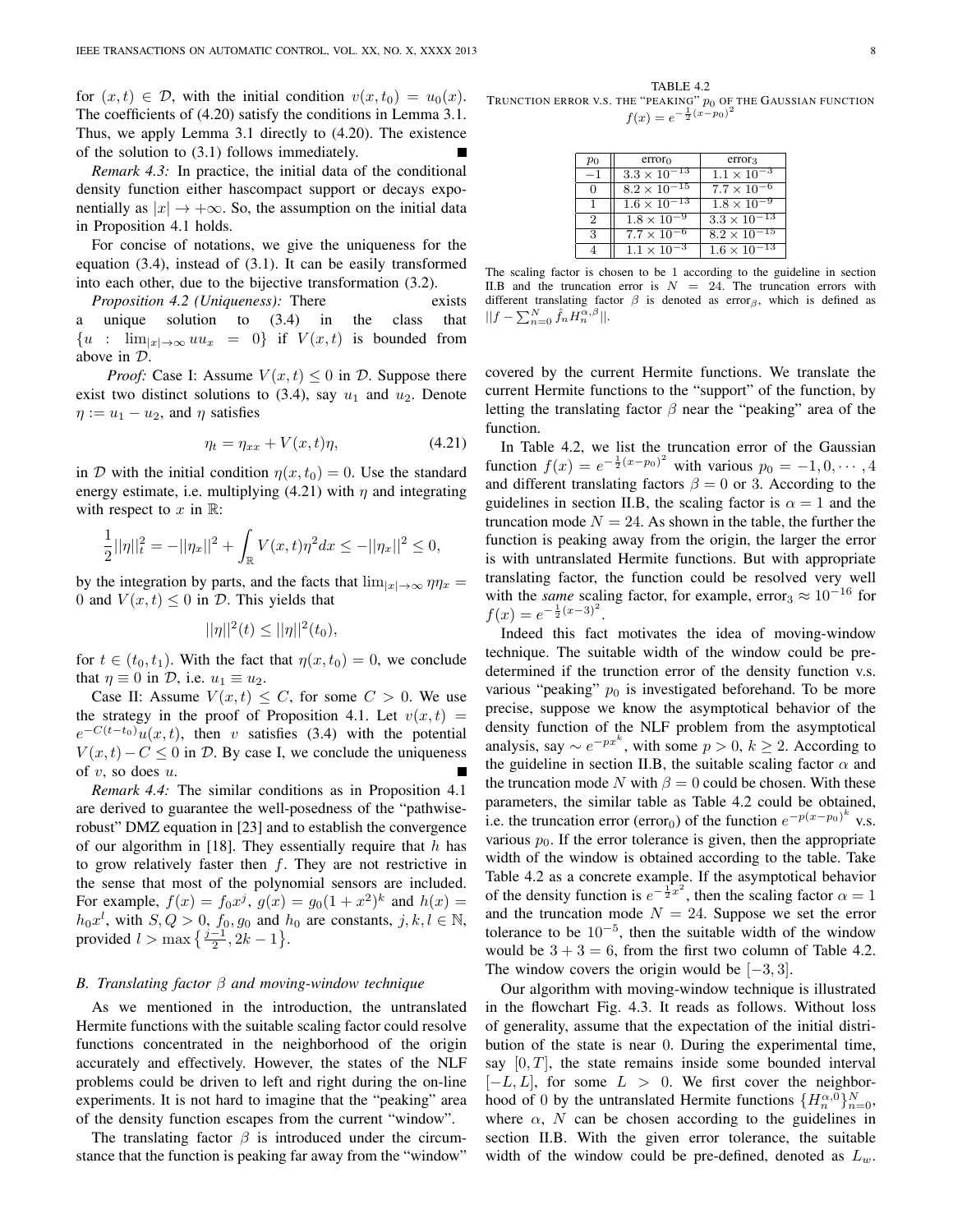for $(x,t) \in \mathcal{D}$, with the initial condition $v(x,t_0) = u_0(x)$. The coefficients of (4.20) satisfy the conditions in Lemma 3.1. Thus, we apply Lemma 3.1 directly to (4.20). The existence of the solution to (3.1) follows immediately. ∎

*Remark 4.3:* In practice, the initial data of the conditional density function either hascompact support or decays exponentially as $|x| \to +\infty$. So, the assumption on the initial data in Proposition 4.1 holds.

For concise of notations, we give the uniqueness for the equation (3.4), instead of (3.1). It can be easily transformed into each other, due to the bijective transformation (3.2).

*Proposition 4.2 (Uniqueness):* There exists a unique solution to (3.4) in the class that $\{u : \lim_{|x|\to\infty} uu_x = 0\}$ if $V(x,t)$ is bounded from above in $\mathcal{D}$.

*Proof:* Case I: Assume $V(x,t) \leq 0$ in $\mathcal{D}$. Suppose there exist two distinct solutions to (3.4), say $u_1$ and $u_2$. Denote $\eta := u_1 - u_2$, and $\eta$ satisfies

$$\eta_t = \eta_{xx} + V(x,t)\eta, \tag{4.21}$$

in $\mathcal{D}$ with the initial condition $\eta(x,t_0) = 0$. Use the standard energy estimate, i.e. multiplying (4.21) with $\eta$ and integrating with respect to $x$ in $\mathbb{R}$:

$$\frac{1}{2}||\eta||_t^2 = -||\eta_x||^2 + \int_{\mathbb{R}} V(x,t)\eta^2 dx \leq -||\eta_x||^2 \leq 0,$$

by the integration by parts, and the facts that $\lim_{|x|\to\infty} \eta\eta_x = 0$ and $V(x,t) \leq 0$ in $\mathcal{D}$. This yields that

$$||\eta||^2(t) \leq ||\eta||^2(t_0),$$

for $t \in (t_0, t_1)$. With the fact that $\eta(x,t_0) = 0$, we conclude that $\eta \equiv 0$ in $\mathcal{D}$, i.e. $u_1 \equiv u_2$.

Case II: Assume $V(x,t) \leq C$, for some $C > 0$. We use the strategy in the proof of Proposition 4.1. Let $v(x,t) = e^{-C(t-t_0)}u(x,t)$, then $v$ satisfies (3.4) with the potential $V(x,t) - C \leq 0$ in $\mathcal{D}$. By case I, we conclude the uniqueness of $v$, so does $u$. ∎

*Remark 4.4:* The similar conditions as in Proposition 4.1 are derived to guarantee the well-posedness of the "pathwise-robust" DMZ equation in [23] and to establish the convergence of our algorithm in [18]. They essentially require that $h$ has to grow relatively faster then $f$. They are not restrictive in the sense that most of the polynomial sensors are included. For example, $f(x) = f_0 x^j$, $g(x) = g_0(1+x^2)^k$ and $h(x) = h_0 x^l$, with $S, Q > 0$, $f_0, g_0$ and $h_0$ are constants, $j,k,l \in \mathbb{N}$, provided $l > \max\left\{\frac{j-1}{2}, 2k-1\right\}$.

## B. Translating factor $\beta$ and moving-window technique

As we mentioned in the introduction, the untranslated Hermite functions with the suitable scaling factor could resolve functions concentrated in the neighborhood of the origin accurately and effectively. However, the states of the NLF problems could be driven to left and right during the on-line experiments. It is not hard to imagine that the "peaking" area of the density function escapes from the current "window".

The translating factor $\beta$ is introduced under the circumstance that the function is peaking far away from the "window" covered by the current Hermite functions. We translate the current Hermite functions to the "support" of the function, by letting the translating factor $\beta$ near the "peaking" area of the function.

TABLE 4.2
TRUNCTION ERROR V.S. THE "PEAKING" $p_0$ OF THE GAUSSIAN FUNCTION $f(x) = e^{-\frac{1}{2}(x-p_0)^2}$

| $p_0$ | error$_0$ | error$_3$ |
|---|---|---|
| $-1$ | $3.3 \times 10^{-13}$ | $1.1 \times 10^{-3}$ |
| $0$ | $8.2 \times 10^{-15}$ | $7.7 \times 10^{-6}$ |
| $1$ | $1.6 \times 10^{-13}$ | $1.8 \times 10^{-9}$ |
| $2$ | $1.8 \times 10^{-9}$ | $3.3 \times 10^{-13}$ |
| $3$ | $7.7 \times 10^{-6}$ | $8.2 \times 10^{-15}$ |
| $4$ | $1.1 \times 10^{-3}$ | $1.6 \times 10^{-13}$ |

The scaling factor is chosen to be 1 according to the guideline in section II.B and the truncation error is $N = 24$. The truncation errors with different translating factor $\beta$ is denoted as error$_\beta$, which is defined as $||f - \sum_{n=0}^{N} \hat{f}_n H_n^{\alpha,\beta}||$.

In Table 4.2, we list the truncation error of the Gaussian function $f(x) = e^{-\frac{1}{2}(x-p_0)^2}$ with various $p_0 = -1, 0, \cdots, 4$ and different translating factors $\beta = 0$ or 3. According to the guidelines in section II.B, the scaling factor is $\alpha = 1$ and the truncation mode $N = 24$. As shown in the table, the further the function is peaking away from the origin, the larger the error is with untranslated Hermite functions. But with appropriate translating factor, the function could be resolved very well with the *same* scaling factor, for example, error$_3 \approx 10^{-16}$ for $f(x) = e^{-\frac{1}{2}(x-3)^2}$.

Indeed this fact motivates the idea of moving-window technique. The suitable width of the window could be pre-determined if the trunction error of the density function v.s. various "peaking" $p_0$ is investigated beforehand. To be more precise, suppose we know the asymptotical behavior of the density function of the NLF problem from the asymptotical analysis, say $\sim e^{-px^k}$, with some $p > 0$, $k \geq 2$. According to the guideline in section II.B, the suitable scaling factor $\alpha$ and the truncation mode $N$ with $\beta = 0$ could be chosen. With these parameters, the similar table as Table 4.2 could be obtained, i.e. the truncation error (error$_0$) of the function $e^{-p(x-p_0)^k}$ v.s. various $p_0$. If the error tolerance is given, then the appropriate width of the window is obtained according to the table. Take Table 4.2 as a concrete example. If the asymptotical behavior of the density function is $e^{-\frac{1}{2}x^2}$, then the scaling factor $\alpha = 1$ and the truncation mode $N = 24$. Suppose we set the error tolerance to be $10^{-5}$, then the suitable width of the window would be $3+3 = 6$, from the first two column of Table 4.2. The window covers the origin would be $[-3, 3]$.

Our algorithm with moving-window technique is illustrated in the flowchart Fig. 4.3. It reads as follows. Without loss of generality, assume that the expectation of the initial distribution of the state is near 0. During the experimental time, say $[0, T]$, the state remains inside some bounded interval $[-L, L]$, for some $L > 0$. We first cover the neighborhood of 0 by the untranslated Hermite functions $\{H_n^{\alpha,0}\}_{n=0}^N$, where $\alpha$, $N$ can be chosen according to the guidelines in section II.B. With the given error tolerance, the suitable width of the window could be pre-defined, denoted as $L_w$.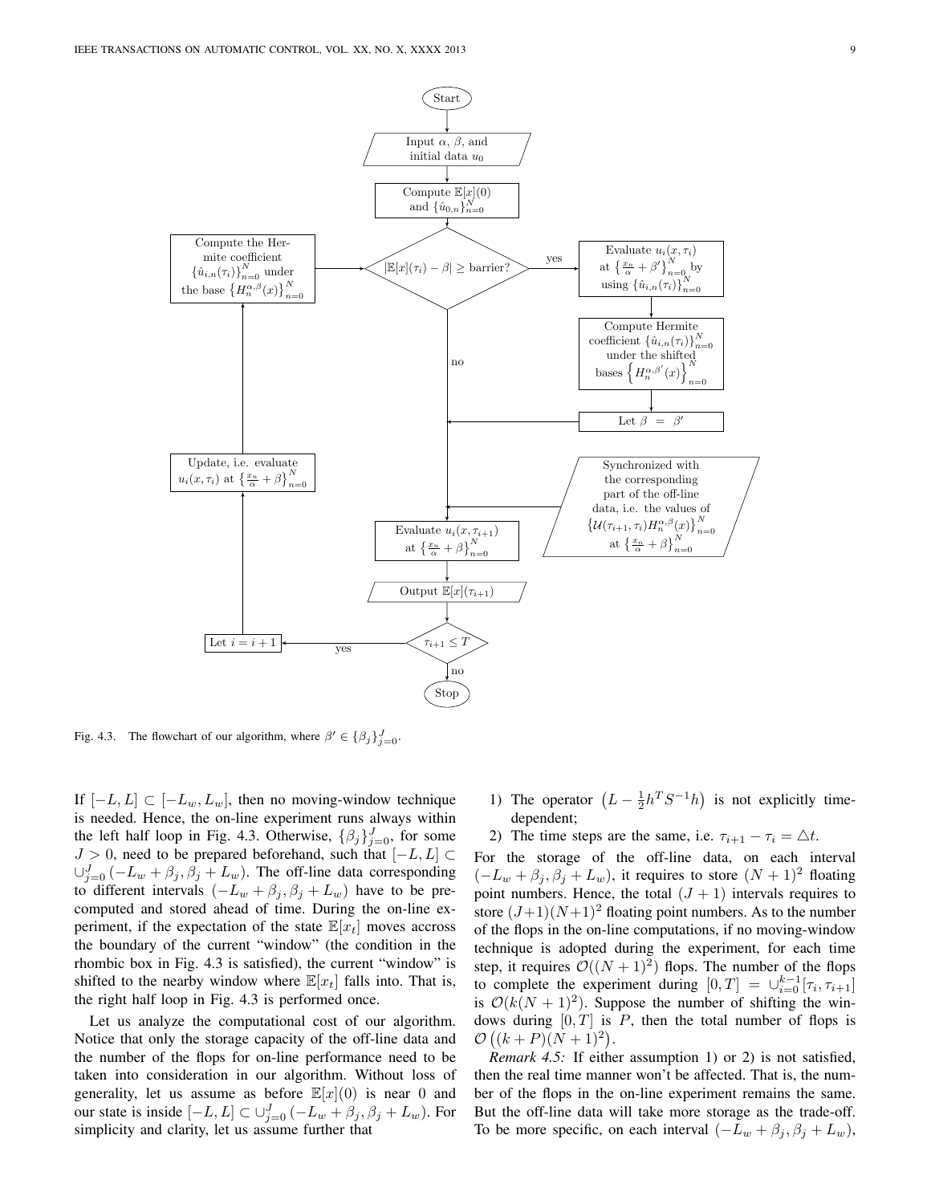Fig. 4.3. The flowchart of our algorithm, where $\beta' \in \{\beta_j\}_{j=0}^J$.

If $[-L, L] \subset [-L_w, L_w]$, then no moving-window technique is needed. Hence, the on-line experiment runs always within the left half loop in Fig. 4.3. Otherwise, $\{\beta_j\}_{j=0}^J$, for some $J > 0$, need to be prepared beforehand, such that $[-L, L] \subset \cup_{j=0}^J (-L_w + \beta_j, \beta_j + L_w)$. The off-line data corresponding to different intervals $(-L_w + \beta_j, \beta_j + L_w)$ have to be pre-computed and stored ahead of time. During the on-line experiment, if the expectation of the state $\mathbb{E}[x_t]$ moves accross the boundary of the current "window" (the condition in the rhombic box in Fig. 4.3 is satisfied), the current "window" is shifted to the nearby window where $\mathbb{E}[x_t]$ falls into. That is, the right half loop in Fig. 4.3 is performed once.

Let us analyze the computational cost of our algorithm. Notice that only the storage capacity of the off-line data and the number of the flops for on-line performance need to be taken into consideration in our algorithm. Without loss of generality, let us assume as before $\mathbb{E}[x](0)$ is near 0 and our state is inside $[-L, L] \subset \cup_{j=0}^J (-L_w + \beta_j, \beta_j + L_w)$. For simplicity and clarity, let us assume further that

1) The operator $\left(L - \frac{1}{2}h^T S^{-1} h\right)$ is not explicitly time-dependent;
2) The time steps are the same, i.e. $\tau_{i+1} - \tau_i = \triangle t$.

For the storage of the off-line data, on each interval $(-L_w + \beta_j, \beta_j + L_w)$, it requires to store $(N+1)^2$ floating point numbers. Hence, the total $(J+1)$ intervals requires to store $(J+1)(N+1)^2$ floating point numbers. As to the number of the flops in the on-line computations, if no moving-window technique is adopted during the experiment, for each time step, it requires $\mathcal{O}((N+1)^2)$ flops. The number of the flops to complete the experiment during $[0, T] = \cup_{i=0}^{k-1} [\tau_i, \tau_{i+1}]$ is $\mathcal{O}(k(N+1)^2)$. Suppose the number of shifting the windows during $[0, T]$ is $P$, then the total number of flops is $\mathcal{O}\left((k+P)(N+1)^2\right)$.

*Remark 4.5:* If either assumption 1) or 2) is not satisfied, then the real time manner won't be affected. That is, the number of the flops in the on-line experiment remains the same. But the off-line data will take more storage as the trade-off. To be more specific, on each interval $(-L_w + \beta_j, \beta_j + L_w)$,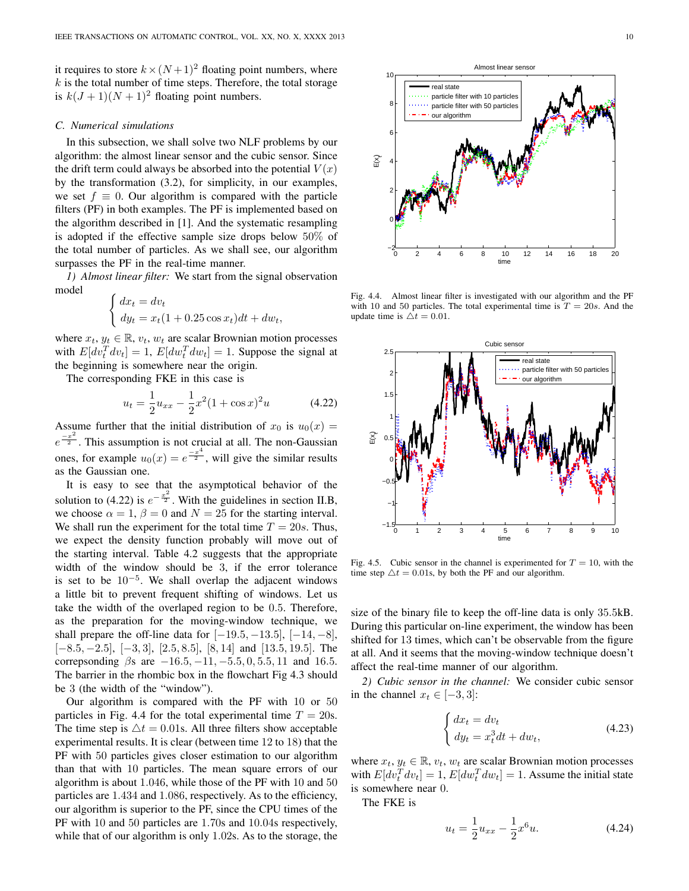it requires to store $k \times (N+1)^2$ floating point numbers, where $k$ is the total number of time steps. Therefore, the total storage is $k(J+1)(N+1)^2$ floating point numbers.

### C. Numerical simulations

In this subsection, we shall solve two NLF problems by our algorithm: the almost linear sensor and the cubic sensor. Since the drift term could always be absorbed into the potential $V(x)$ by the transformation (3.2), for simplicity, in our examples, we set $f \equiv 0$. Our algorithm is compared with the particle filters (PF) in both examples. The PF is implemented based on the algorithm described in [1]. And the systematic resampling is adopted if the effective sample size drops below 50% of the total number of particles. As we shall see, our algorithm surpasses the PF in the real-time manner.

*1) Almost linear filter:* We start from the signal observation model

$$\begin{cases} dx_t = dv_t \\ dy_t = x_t(1 + 0.25\cos x_t)dt + dw_t, \end{cases}$$

where $x_t$, $y_t \in \mathbb{R}$, $v_t$, $w_t$ are scalar Brownian motion processes with $E[dv_t^T dv_t] = 1$, $E[dw_t^T dw_t] = 1$. Suppose the signal at the beginning is somewhere near the origin.

The corresponding FKE in this case is

$$u_t = \frac{1}{2}u_{xx} - \frac{1}{2}x^2(1+\cos x)^2 u \tag{4.22}$$

Assume further that the initial distribution of $x_0$ is $u_0(x) = e^{\frac{-x^2}{2}}$. This assumption is not crucial at all. The non-Gaussian ones, for example $u_0(x) = e^{\frac{-x^4}{2}}$, will give the similar results as the Gaussian one.

It is easy to see that the asymptotical behavior of the solution to (4.22) is $e^{-\frac{x^2}{2}}$. With the guidelines in section II.B, we choose $\alpha = 1$, $\beta = 0$ and $N = 25$ for the starting interval. We shall run the experiment for the total time $T = 20s$. Thus, we expect the density function probably will move out of the starting interval. Table 4.2 suggests that the appropriate width of the window should be 3, if the error tolerance is set to be $10^{-5}$. We shall overlap the adjacent windows a little bit to prevent frequent shifting of windows. Let us take the width of the overlaped region to be 0.5. Therefore, as the preparation for the moving-window technique, we shall prepare the off-line data for $[-19.5, -13.5]$, $[-14, -8]$, $[-8.5, -2.5]$, $[-3, 3]$, $[2.5, 8.5]$, $[8, 14]$ and $[13.5, 19.5]$. The correpsonding $\beta$s are $-16.5, -11, -5.5, 0, 5.5, 11$ and $16.5$. The barrier in the rhombic box in the flowchart Fig 4.3 should be 3 (the width of the "window").

Our algorithm is compared with the PF with 10 or 50 particles in Fig. 4.4 for the total experimental time $T = 20$s. The time step is $\triangle t = 0.01$s. All three filters show acceptable experimental results. It is clear (between time 12 to 18) that the PF with 50 particles gives closer estimation to our algorithm than that with 10 particles. The mean square errors of our algorithm is about 1.046, while those of the PF with 10 and 50 particles are 1.434 and 1.086, respectively. As to the efficiency, our algorithm is superior to the PF, since the CPU times of the PF with 10 and 50 particles are 1.70s and 10.04s respectively, while that of our algorithm is only 1.02s. As to the storage, the size of the binary file to keep the off-line data is only 35.5kB. During this particular on-line experiment, the window has been shifted for 13 times, which can't be observable from the figure at all. And it seems that the moving-window technique doesn't affect the real-time manner of our algorithm.

Fig. 4.4. Almost linear filter is investigated with our algorithm and the PF with 10 and 50 particles. The total experimental time is $T = 20s$. And the update time is $\triangle t = 0.01$.

Fig. 4.5. Cubic sensor in the channel is experimented for $T = 10$, with the time step $\triangle t = 0.01$s, by both the PF and our algorithm.

*2) Cubic sensor in the channel:* We consider cubic sensor in the channel $x_t \in [-3, 3]$:

$$\begin{cases} dx_t = dv_t \\ dy_t = x_t^3 dt + dw_t, \end{cases} \tag{4.23}$$

where $x_t$, $y_t \in \mathbb{R}$, $v_t$, $w_t$ are scalar Brownian motion processes with $E[dv_t^T dv_t] = 1$, $E[dw_t^T dw_t] = 1$. Assume the initial state is somewhere near 0.

The FKE is

$$u_t = \frac{1}{2}u_{xx} - \frac{1}{2}x^6 u. \tag{4.24}$$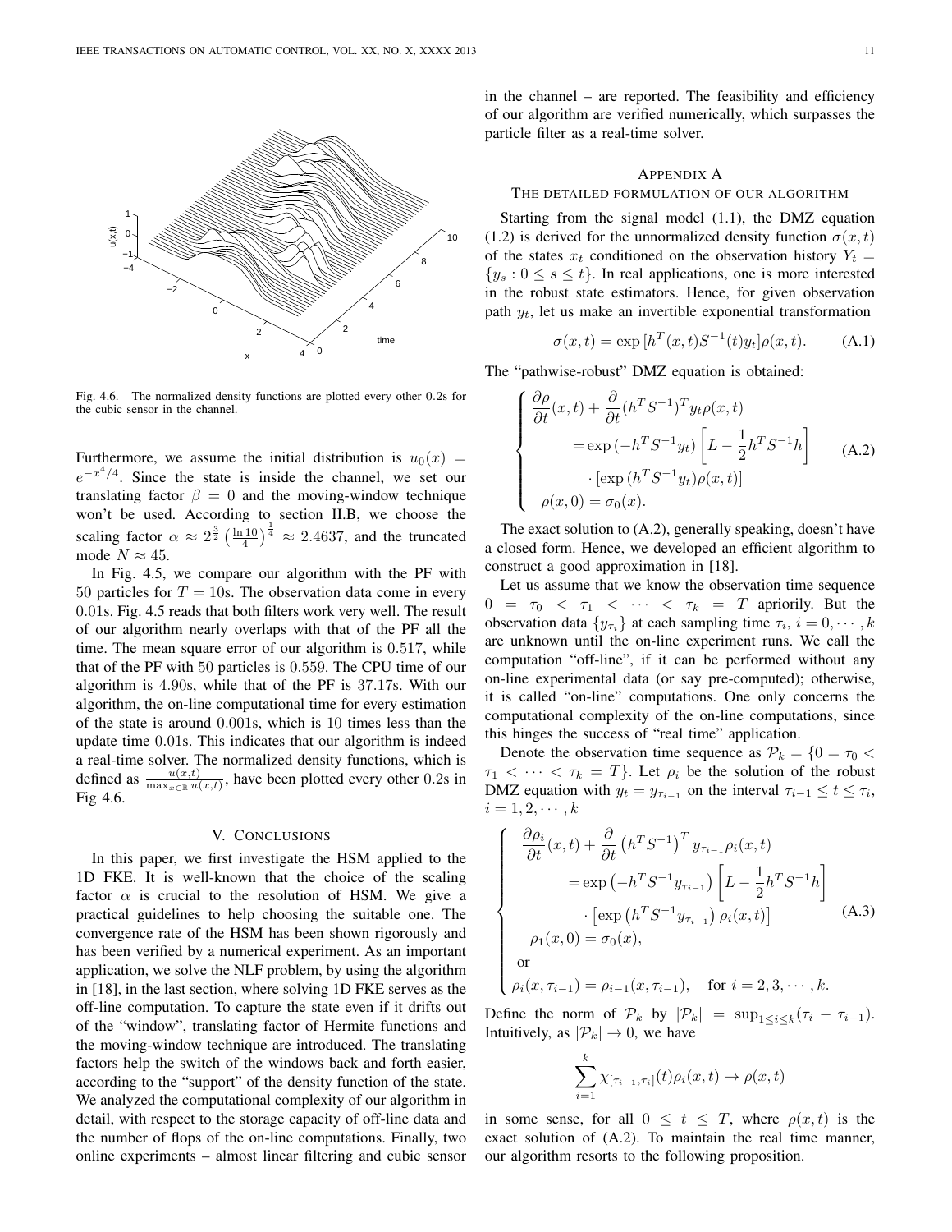Fig. 4.6. The normalized density functions are plotted every other 0.2s for the cubic sensor in the channel.

Furthermore, we assume the initial distribution is $u_0(x) = e^{-x^4/4}$. Since the state is inside the channel, we set our translating factor $\beta = 0$ and the moving-window technique won't be used. According to section II.B, we choose the scaling factor $\alpha \approx 2^{\frac{3}{2}}\left(\frac{\ln 10}{4}\right)^{\frac{1}{4}} \approx 2.4637$, and the truncated mode $N \approx 45$.

In Fig. 4.5, we compare our algorithm with the PF with 50 particles for $T = 10$s. The observation data come in every 0.01s. Fig. 4.5 reads that both filters work very well. The result of our algorithm nearly overlaps with that of the PF all the time. The mean square error of our algorithm is 0.517, while that of the PF with 50 particles is 0.559. The CPU time of our algorithm is 4.90s, while that of the PF is 37.17s. With our algorithm, the on-line computational time for every estimation of the state is around 0.001s, which is 10 times less than the update time 0.01s. This indicates that our algorithm is indeed a real-time solver. The normalized density functions, which is defined as $\frac{u(x,t)}{\max_{x\in\mathbb{R}} u(x,t)}$, have been plotted every other 0.2s in Fig 4.6.

## V. Conclusions

In this paper, we first investigate the HSM applied to the 1D FKE. It is well-known that the choice of the scaling factor $\alpha$ is crucial to the resolution of HSM. We give a practical guidelines to help choosing the suitable one. The convergence rate of the HSM has been shown rigorously and has been verified by a numerical experiment. As an important application, we solve the NLF problem, by using the algorithm in [18], in the last section, where solving 1D FKE serves as the off-line computation. To capture the state even if it drifts out of the "window", translating factor of Hermite functions and the moving-window technique are introduced. The translating factors help the switch of the windows back and forth easier, according to the "support" of the density function of the state. We analyzed the computational complexity of our algorithm in detail, with respect to the storage capacity of off-line data and the number of flops of the on-line computations. Finally, two online experiments – almost linear filtering and cubic sensor in the channel – are reported. The feasibility and efficiency of our algorithm are verified numerically, which surpasses the particle filter as a real-time solver.

## Appendix A
### The detailed formulation of our algorithm

Starting from the signal model (1.1), the DMZ equation (1.2) is derived for the unnormalized density function $\sigma(x,t)$ of the states $x_t$ conditioned on the observation history $Y_t = \{y_s : 0 \le s \le t\}$. In real applications, one is more interested in the robust state estimators. Hence, for given observation path $y_t$, let us make an invertible exponential transformation

$$\sigma(x,t) = \exp\left[h^T(x,t)S^{-1}(t)y_t\right]\rho(x,t). \tag{A.1}$$

The "pathwise-robust" DMZ equation is obtained:

$$\begin{cases} \dfrac{\partial \rho}{\partial t}(x,t) + \dfrac{\partial}{\partial t}(h^TS^{-1})^T y_t\rho(x,t) \\ \qquad = \exp\left(-h^TS^{-1}y_t\right)\left[L - \dfrac{1}{2}h^TS^{-1}h\right] \\ \qquad\quad \cdot \left[\exp\left(h^TS^{-1}y_t\right)\rho(x,t)\right] \\ \rho(x,0) = \sigma_0(x). \end{cases} \tag{A.2}$$

The exact solution to (A.2), generally speaking, doesn't have a closed form. Hence, we developed an efficient algorithm to construct a good approximation in [18].

Let us assume that we know the observation time sequence $0 = \tau_0 < \tau_1 < \cdots < \tau_k = T$ apriorily. But the observation data $\{y_{\tau_i}\}$ at each sampling time $\tau_i$, $i = 0, \cdots, k$ are unknown until the on-line experiment runs. We call the computation "off-line", if it can be performed without any on-line experimental data (or say pre-computed); otherwise, it is called "on-line" computations. One only concerns the computational complexity of the on-line computations, since this hinges the success of "real time" application.

Denote the observation time sequence as $\mathcal{P}_k = \{0 = \tau_0 < \tau_1 < \cdots < \tau_k = T\}$. Let $\rho_i$ be the solution of the robust DMZ equation with $y_t = y_{\tau_{i-1}}$ on the interval $\tau_{i-1} \le t \le \tau_i$, $i = 1, 2, \cdots, k$

$$\begin{cases} \dfrac{\partial \rho_i}{\partial t}(x,t) + \dfrac{\partial}{\partial t}\left(h^TS^{-1}\right)^T y_{\tau_{i-1}}\rho_i(x,t) \\ \qquad = \exp\left(-h^TS^{-1}y_{\tau_{i-1}}\right)\left[L - \dfrac{1}{2}h^TS^{-1}h\right] \\ \qquad\quad \cdot \left[\exp\left(h^TS^{-1}y_{\tau_{i-1}}\right)\rho_i(x,t)\right] \\ \rho_1(x,0) = \sigma_0(x), \\ \text{or} \\ \rho_i(x,\tau_{i-1}) = \rho_{i-1}(x,\tau_{i-1}), \quad \text{for } i = 2, 3, \cdots, k. \end{cases} \tag{A.3}$$

Define the norm of $\mathcal{P}_k$ by $|\mathcal{P}_k| = \sup_{1\le i\le k}(\tau_i - \tau_{i-1})$. Intuitively, as $|\mathcal{P}_k| \to 0$, we have

$$\sum_{i=1}^{k} \chi_{[\tau_{i-1},\tau_i]}(t)\rho_i(x,t) \to \rho(x,t)$$

in some sense, for all $0 \le t \le T$, where $\rho(x,t)$ is the exact solution of (A.2). To maintain the real time manner, our algorithm resorts to the following proposition.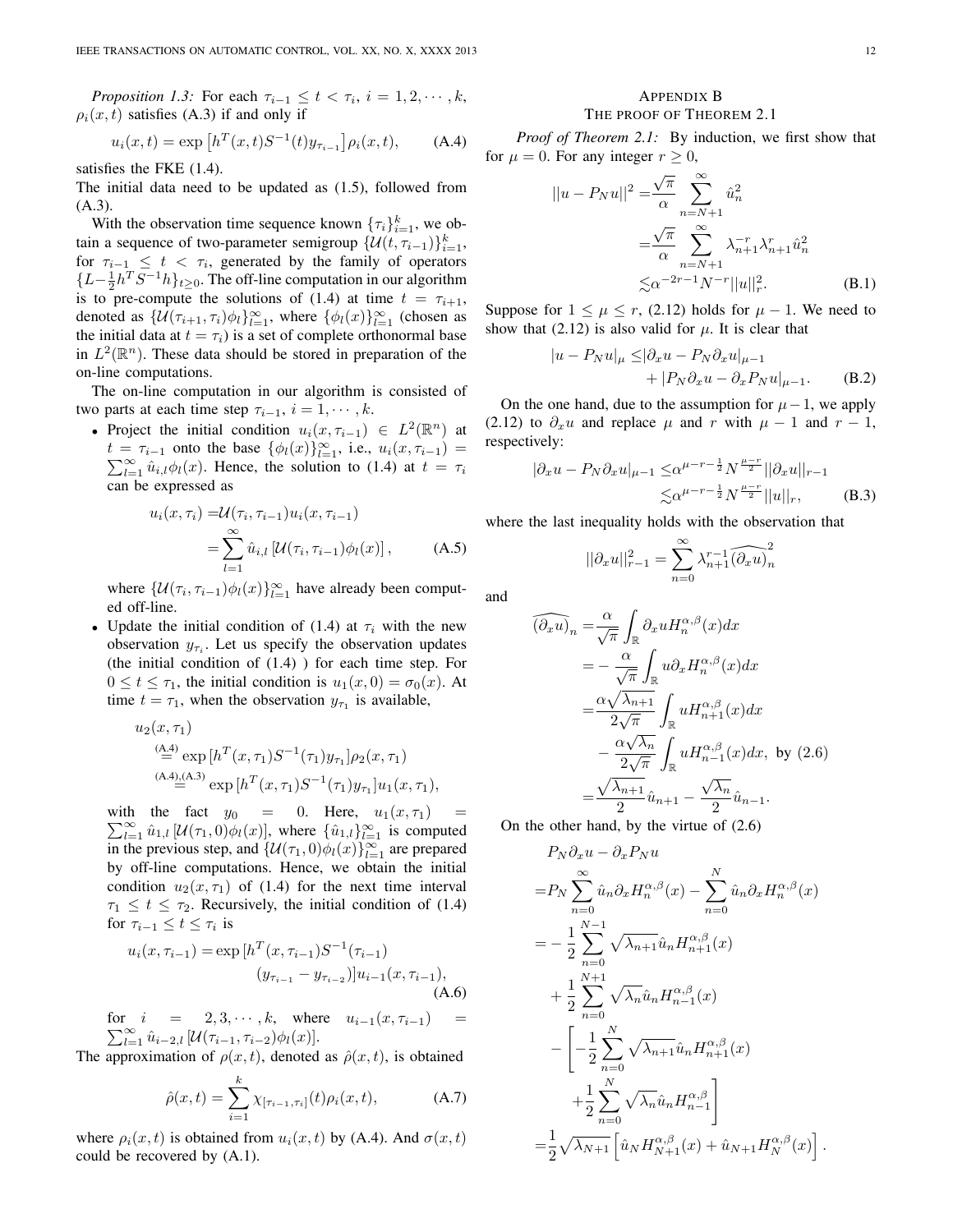*Proposition 1.3:* For each $\tau_{i-1} \leq t < \tau_i$, $i = 1, 2, \cdots, k$, $\rho_i(x,t)$ satisfies (A.3) if and only if

$$u_i(x,t) = \exp\left[h^T(x,t)S^{-1}(t)y_{\tau_{i-1}}\right]\rho_i(x,t), \tag{A.4}$$

satisfies the FKE (1.4).

The initial data need to be updated as (1.5), followed from (A.3).

With the observation time sequence known $\{\tau_i\}_{i=1}^k$, we obtain a sequence of two-parameter semigroup $\{\mathcal{U}(t, \tau_{i-1})\}_{i=1}^k$, for $\tau_{i-1} \leq t < \tau_i$, generated by the family of operators $\{L - \frac{1}{2}h^T S^{-1} h\}_{t \geq 0}$. The off-line computation in our algorithm is to pre-compute the solutions of (1.4) at time $t = \tau_{i+1}$, denoted as $\{\mathcal{U}(\tau_{i+1}, \tau_i)\phi_l\}_{l=1}^\infty$, where $\{\phi_l(x)\}_{l=1}^\infty$ (chosen as the initial data at $t = \tau_i$) is a set of complete orthonormal base in $L^2(\mathbb{R}^n)$. These data should be stored in preparation of the on-line computations.

The on-line computation in our algorithm is consisted of two parts at each time step $\tau_{i-1}$, $i = 1, \cdots, k$.

- Project the initial condition $u_i(x, \tau_{i-1}) \in L^2(\mathbb{R}^n)$ at $t = \tau_{i-1}$ onto the base $\{\phi_l(x)\}_{l=1}^\infty$, i.e., $u_i(x, \tau_{i-1}) = \sum_{l=1}^\infty \hat{u}_{i,l}\phi_l(x)$. Hence, the solution to (1.4) at $t = \tau_i$ can be expressed as

$$\begin{aligned} u_i(x, \tau_i) =& \mathcal{U}(\tau_i, \tau_{i-1})u_i(x, \tau_{i-1}) \\ =& \sum_{l=1}^\infty \hat{u}_{i,l}\left[\mathcal{U}(\tau_i, \tau_{i-1})\phi_l(x)\right], \end{aligned} \tag{A.5}$$

  where $\{\mathcal{U}(\tau_i, \tau_{i-1})\phi_l(x)\}_{l=1}^\infty$ have already been computed off-line.

- Update the initial condition of (1.4) at $\tau_i$ with the new observation $y_{\tau_i}$. Let us specify the observation updates (the initial condition of (1.4) ) for each time step. For $0 \leq t \leq \tau_1$, the initial condition is $u_1(x, 0) = \sigma_0(x)$. At time $t = \tau_1$, when the observation $y_{\tau_1}$ is available,

$$\begin{aligned} &u_2(x, \tau_1) \\ &\overset{\text{(A.4)}}{=} \exp\left[h^T(x, \tau_1)S^{-1}(\tau_1)y_{\tau_1}\right]\rho_2(x, \tau_1) \\ &\overset{\text{(A.4),(A.3)}}{=} \exp\left[h^T(x, \tau_1)S^{-1}(\tau_1)y_{\tau_1}\right]u_1(x, \tau_1), \end{aligned}$$

  with the fact $y_0 = 0$. Here, $u_1(x, \tau_1) = \sum_{l=1}^\infty \hat{u}_{1,l}\left[\mathcal{U}(\tau_1, 0)\phi_l(x)\right]$, where $\{\hat{u}_{1,l}\}_{l=1}^\infty$ is computed in the previous step, and $\{\mathcal{U}(\tau_1, 0)\phi_l(x)\}_{l=1}^\infty$ are prepared by off-line computations. Hence, we obtain the initial condition $u_2(x, \tau_1)$ of (1.4) for the next time interval $\tau_1 \leq t \leq \tau_2$. Recursively, the initial condition of (1.4) for $\tau_{i-1} \leq t \leq \tau_i$ is

$$\begin{aligned} u_i(x, \tau_{i-1}) = \exp&\left[h^T(x, \tau_{i-1})S^{-1}(\tau_{i-1})\right. \\ &\left.(y_{\tau_{i-1}} - y_{\tau_{i-2}})\right]u_{i-1}(x, \tau_{i-1}), \end{aligned} \tag{A.6}$$

  for $i = 2, 3, \cdots, k$, where $u_{i-1}(x, \tau_{i-1}) = \sum_{l=1}^\infty \hat{u}_{i-2,l}\left[\mathcal{U}(\tau_{i-1}, \tau_{i-2})\phi_l(x)\right]$.

The approximation of $\rho(x,t)$, denoted as $\hat{\rho}(x,t)$, is obtained

$$\hat{\rho}(x,t) = \sum_{i=1}^k \chi_{[\tau_{i-1}, \tau_i]}(t)\rho_i(x,t), \tag{A.7}$$

where $\rho_i(x,t)$ is obtained from $u_i(x,t)$ by (A.4). And $\sigma(x,t)$ could be recovered by (A.1).

## Appendix B
## The proof of Theorem 2.1

*Proof of Theorem 2.1:* By induction, we first show that for $\mu = 0$. For any integer $r \geq 0$,

$$\begin{aligned} ||u - P_N u||^2 =& \frac{\sqrt{\pi}}{\alpha}\sum_{n=N+1}^\infty \hat{u}_n^2 \\ =& \frac{\sqrt{\pi}}{\alpha}\sum_{n=N+1}^\infty \lambda_{n+1}^{-r}\lambda_{n+1}^r\hat{u}_n^2 \\ \lesssim& \alpha^{-2r-1}N^{-r}||u||_r^2. \end{aligned} \tag{B.1}$$

Suppose for $1 \leq \mu \leq r$, (2.12) holds for $\mu - 1$. We need to show that (2.12) is also valid for $\mu$. It is clear that

$$\begin{aligned} |u - P_N u|_\mu \leq& |\partial_x u - P_N \partial_x u|_{\mu-1} \\ &+ |P_N \partial_x u - \partial_x P_N u|_{\mu-1}. \end{aligned} \tag{B.2}$$

On the one hand, due to the assumption for $\mu - 1$, we apply (2.12) to $\partial_x u$ and replace $\mu$ and $r$ with $\mu - 1$ and $r - 1$, respectively:

$$\begin{aligned} |\partial_x u - P_N \partial_x u|_{\mu-1} \leq& \alpha^{\mu - r - \frac{1}{2}}N^{\frac{\mu - r}{2}}||\partial_x u||_{r-1} \\ \lesssim& \alpha^{\mu - r - \frac{1}{2}}N^{\frac{\mu - r}{2}}||u||_r, \end{aligned} \tag{B.3}$$

where the last inequality holds with the observation that

$$||\partial_x u||_{r-1}^2 = \sum_{n=0}^\infty \lambda_{n+1}^{r-1}\widehat{(\partial_x u)}_n^2$$

and

$$\begin{aligned} \widehat{(\partial_x u)}_n =& \frac{\alpha}{\sqrt{\pi}}\int_{\mathbb{R}} \partial_x u H_n^{\alpha,\beta}(x)dx \\ =& -\frac{\alpha}{\sqrt{\pi}}\int_{\mathbb{R}} u\partial_x H_n^{\alpha,\beta}(x)dx \\ =& \frac{\alpha\sqrt{\lambda_{n+1}}}{2\sqrt{\pi}}\int_{\mathbb{R}} uH_{n+1}^{\alpha,\beta}(x)dx \\ &- \frac{\alpha\sqrt{\lambda_n}}{2\sqrt{\pi}}\int_{\mathbb{R}} uH_{n-1}^{\alpha,\beta}(x)dx, \text{ by (2.6)} \\ =& \frac{\sqrt{\lambda_{n+1}}}{2}\hat{u}_{n+1} - \frac{\sqrt{\lambda_n}}{2}\hat{u}_{n-1}. \end{aligned}$$

On the other hand, by the virtue of (2.6)

$$\begin{aligned} &P_N \partial_x u - \partial_x P_N u \\ =& P_N \sum_{n=0}^\infty \hat{u}_n \partial_x H_n^{\alpha,\beta}(x) - \sum_{n=0}^N \hat{u}_n \partial_x H_n^{\alpha,\beta}(x) \\ =& -\frac{1}{2}\sum_{n=0}^{N-1}\sqrt{\lambda_{n+1}}\hat{u}_n H_{n+1}^{\alpha,\beta}(x) \\ &+ \frac{1}{2}\sum_{n=0}^{N+1}\sqrt{\lambda_n}\hat{u}_n H_{n-1}^{\alpha,\beta}(x) \\ &- \left[-\frac{1}{2}\sum_{n=0}^N \sqrt{\lambda_{n+1}}\hat{u}_n H_{n+1}^{\alpha,\beta}(x)\right. \\ &\left.+ \frac{1}{2}\sum_{n=0}^N \sqrt{\lambda_n}\hat{u}_n H_{n-1}^{\alpha,\beta}\right] \\ =& \frac{1}{2}\sqrt{\lambda_{N+1}}\left[\hat{u}_N H_{N+1}^{\alpha,\beta}(x) + \hat{u}_{N+1}H_N^{\alpha,\beta}(x)\right]. \end{aligned}$$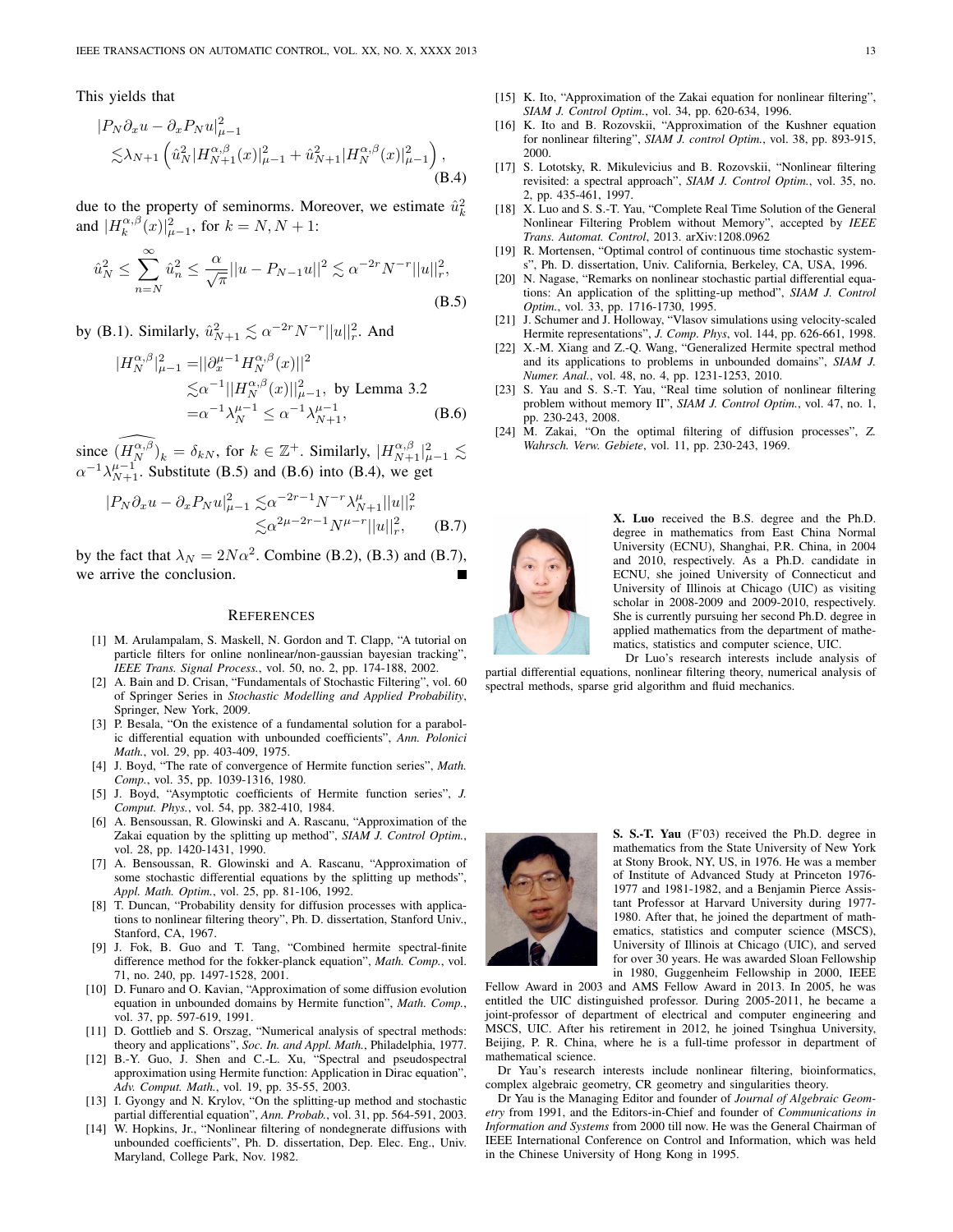This yields that

$$
\begin{aligned}
&|P_N\partial_x u - \partial_x P_N u|_{\mu-1}^2 \\
&\lesssim \lambda_{N+1}\left(\hat{u}_N^2 |H_{N+1}^{\alpha,\beta}(x)|_{\mu-1}^2 + \hat{u}_{N+1}^2 |H_N^{\alpha,\beta}(x)|_{\mu-1}^2\right),
\end{aligned}
\tag{B.4}
$$

due to the property of seminorms. Moreover, we estimate $\hat{u}_k^2$ and $|H_k^{\alpha,\beta}(x)|_{\mu-1}^2$, for $k = N, N+1$:

$$
\hat{u}_N^2 \leq \sum_{n=N}^{\infty} \hat{u}_n^2 \leq \frac{\alpha}{\sqrt{\pi}} ||u - P_{N-1}u||^2 \lesssim \alpha^{-2r} N^{-r} ||u||_r^2,
\tag{B.5}
$$

by (B.1). Similarly, $\hat{u}_{N+1}^2 \lesssim \alpha^{-2r} N^{-r} ||u||_r^2$. And

$$
\begin{aligned}
|H_N^{\alpha,\beta}|_{\mu-1}^2 =& ||\partial_x^{\mu-1} H_N^{\alpha,\beta}(x)||^2 \\
\lesssim& \alpha^{-1} ||H_N^{\alpha,\beta}(x)||_{\mu-1}^2, \text{ by Lemma 3.2} \\
=& \alpha^{-1} \lambda_N^{\mu-1} \leq \alpha^{-1} \lambda_{N+1}^{\mu-1},
\end{aligned}
\tag{B.6}
$$

since $\widehat{(H_N^{\alpha,\beta})}_k = \delta_{kN}$, for $k \in \mathbb{Z}^+$. Similarly, $|H_{N+1}^{\alpha,\beta}|_{\mu-1}^2 \lesssim \alpha^{-1}\lambda_{N+1}^{\mu-1}$. Substitute (B.5) and (B.6) into (B.4), we get

$$
\begin{aligned}
|P_N\partial_x u - \partial_x P_N u|_{\mu-1}^2 \lesssim& \alpha^{-2r-1} N^{-r} \lambda_{N+1}^{\mu} ||u||_r^2 \\
\lesssim& \alpha^{2\mu-2r-1} N^{\mu-r} ||u||_r^2,
\end{aligned}
\tag{B.7}
$$

by the fact that $\lambda_N = 2N\alpha^2$. Combine (B.2), (B.3) and (B.7), we arrive the conclusion. ∎

## REFERENCES

[1] M. Arulampalam, S. Maskell, N. Gordon and T. Clapp, "A tutorial on particle filters for online nonlinear/non-gaussian bayesian tracking", *IEEE Trans. Signal Process.*, vol. 50, no. 2, pp. 174-188, 2002.

[2] A. Bain and D. Crisan, "Fundamentals of Stochastic Filtering", vol. 60 of Springer Series in *Stochastic Modelling and Applied Probability*, Springer, New York, 2009.

[3] P. Besala, "On the existence of a fundamental solution for a parabolic differential equation with unbounded coefficients", *Ann. Polonici Math.*, vol. 29, pp. 403-409, 1975.

[4] J. Boyd, "The rate of convergence of Hermite function series", *Math. Comp.*, vol. 35, pp. 1039-1316, 1980.

[5] J. Boyd, "Asymptotic coefficients of Hermite function series", *J. Comput. Phys.*, vol. 54, pp. 382-410, 1984.

[6] A. Bensoussan, R. Glowinski and A. Rascanu, "Approximation of the Zakai equation by the splitting up method", *SIAM J. Control Optim.*, vol. 28, pp. 1420-1431, 1990.

[7] A. Bensoussan, R. Glowinski and A. Rascanu, "Approximation of some stochastic differential equations by the splitting up methods", *Appl. Math. Optim.*, vol. 25, pp. 81-106, 1992.

[8] T. Duncan, "Probability density for diffusion processes with applications to nonlinear filtering theory", Ph. D. dissertation, Stanford Univ., Stanford, CA, 1967.

[9] J. Fok, B. Guo and T. Tang, "Combined hermite spectral-finite difference method for the fokker-planck equation", *Math. Comp.*, vol. 71, no. 240, pp. 1497-1528, 2001.

[10] D. Funaro and O. Kavian, "Approximation of some diffusion evolution equation in unbounded domains by Hermite function", *Math. Comp.*, vol. 37, pp. 597-619, 1991.

[11] D. Gottlieb and S. Orszag, "Numerical analysis of spectral methods: theory and applications", *Soc. In. and Appl. Math.*, Philadelphia, 1977.

[12] B.-Y. Guo, J. Shen and C.-L. Xu, "Spectral and pseudospectral approximation using Hermite function: Application in Dirac equation", *Adv. Comput. Math.*, vol. 19, pp. 35-55, 2003.

[13] I. Gyongy and N. Krylov, "On the splitting-up method and stochastic partial differential equation", *Ann. Probab.*, vol. 31, pp. 564-591, 2003.

[14] W. Hopkins, Jr., "Nonlinear filtering of nondegnerate diffusions with unbounded coefficients", Ph. D. dissertation, Dep. Elec. Eng., Univ. Maryland, College Park, Nov. 1982.

[15] K. Ito, "Approximation of the Zakai equation for nonlinear filtering", *SIAM J. Control Optim.*, vol. 34, pp. 620-634, 1996.

[16] K. Ito and B. Rozovskii, "Approximation of the Kushner equation for nonlinear filtering", *SIAM J. control Optim.*, vol. 38, pp. 893-915, 2000.

[17] S. Lototsky, R. Mikulevicius and B. Rozovskii, "Nonlinear filtering revisited: a spectral approach", *SIAM J. Control Optim.*, vol. 35, no. 2, pp. 435-461, 1997.

[18] X. Luo and S. S.-T. Yau, "Complete Real Time Solution of the General Nonlinear Filtering Problem without Memory", accepted by *IEEE Trans. Automat. Control*, 2013. arXiv:1208.0962

[19] R. Mortensen, "Optimal control of continuous time stochastic systems", Ph. D. dissertation, Univ. California, Berkeley, CA, USA, 1996.

[20] N. Nagase, "Remarks on nonlinear stochastic partial differential equations: An application of the splitting-up method", *SIAM J. Control Optim.*, vol. 33, pp. 1716-1730, 1995.

[21] J. Schumer and J. Holloway, "Vlasov simulations using velocity-scaled Hermite representations", *J. Comp. Phys*, vol. 144, pp. 626-661, 1998.

[22] X.-M. Xiang and Z.-Q. Wang, "Generalized Hermite spectral method and its applications to problems in unbounded domains", *SIAM J. Numer. Anal.*, vol. 48, no. 4, pp. 1231-1253, 2010.

[23] S. Yau and S. S.-T. Yau, "Real time solution of nonlinear filtering problem without memory II", *SIAM J. Control Optim.*, vol. 47, no. 1, pp. 230-243, 2008.

[24] M. Zakai, "On the optimal filtering of diffusion processes", *Z. Wahrsch. Verw. Gebiete*, vol. 11, pp. 230-243, 1969.

**X. Luo** received the B.S. degree and the Ph.D. degree in mathematics from East China Normal University (ECNU), Shanghai, P.R. China, in 2004 and 2010, respectively. As a Ph.D. candidate in ECNU, she joined University of Connecticut and University of Illinois at Chicago (UIC) as visiting scholar in 2008-2009 and 2009-2010, respectively. She is currently pursuing her second Ph.D. degree in applied mathematics from the department of mathematics, statistics and computer science, UIC.

Dr Luo's research interests include analysis of partial differential equations, nonlinear filtering theory, numerical analysis of spectral methods, sparse grid algorithm and fluid mechanics.

**S. S.-T. Yau** (F'03) received the Ph.D. degree in mathematics from the State University of New York at Stony Brook, NY, US, in 1976. He was a member of Institute of Advanced Study at Princeton 1976-1977 and 1981-1982, and a Benjamin Pierce Assistant Professor at Harvard University during 1977-1980. After that, he joined the department of mathematics, statistics and computer science (MSCS), University of Illinois at Chicago (UIC), and served for over 30 years. He was awarded Sloan Fellowship in 1980, Guggenheim Fellowship in 2000, IEEE Fellow Award in 2003 and AMS Fellow Award in 2013. In 2005, he was entitled the UIC distinguished professor. During 2005-2011, he became a joint-professor of department of electrical and computer engineering and MSCS, UIC. After his retirement in 2012, he joined Tsinghua University, Beijing, P. R. China, where he is a full-time professor in department of mathematical science.

Dr Yau's research interests include nonlinear filtering, bioinformatics, complex algebraic geometry, CR geometry and singularities theory.

Dr Yau is the Managing Editor and founder of *Journal of Algebraic Geometry* from 1991, and the Editors-in-Chief and founder of *Communications in Information and Systems* from 2000 till now. He was the General Chairman of IEEE International Conference on Control and Information, which was held in the Chinese University of Hong Kong in 1995.